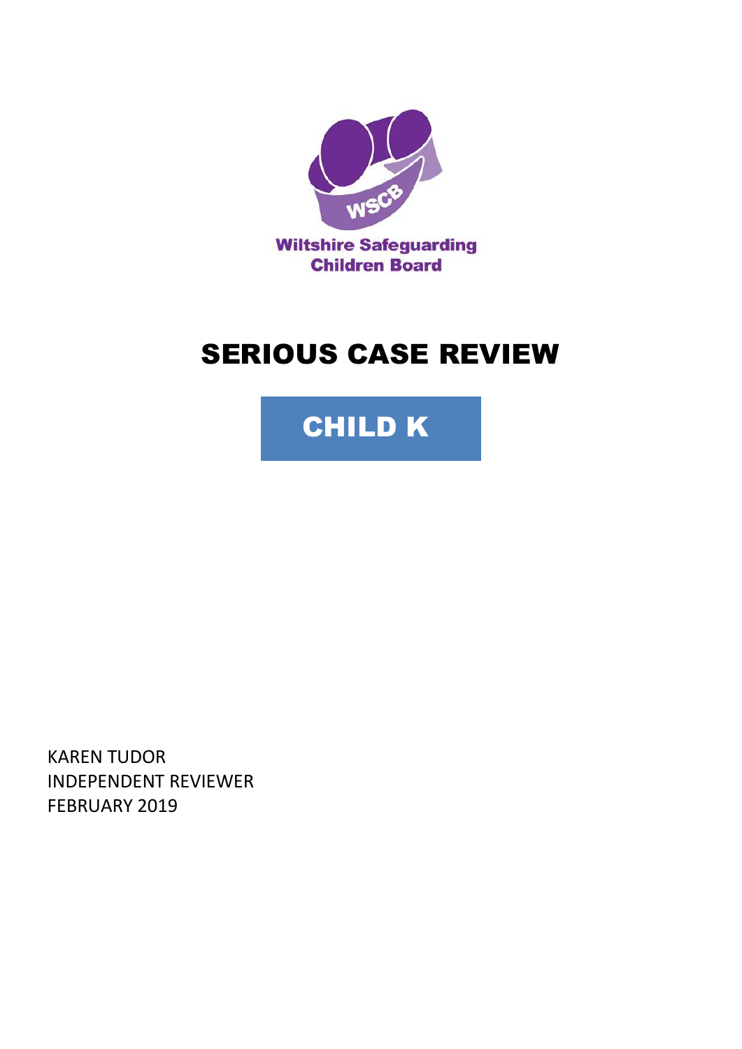Wiltshire Safeguarding Children Board

# SERIOUS CASE REVIEW

## CHILD K

KAREN TUDOR
INDEPENDENT REVIEWER
FEBRUARY 2019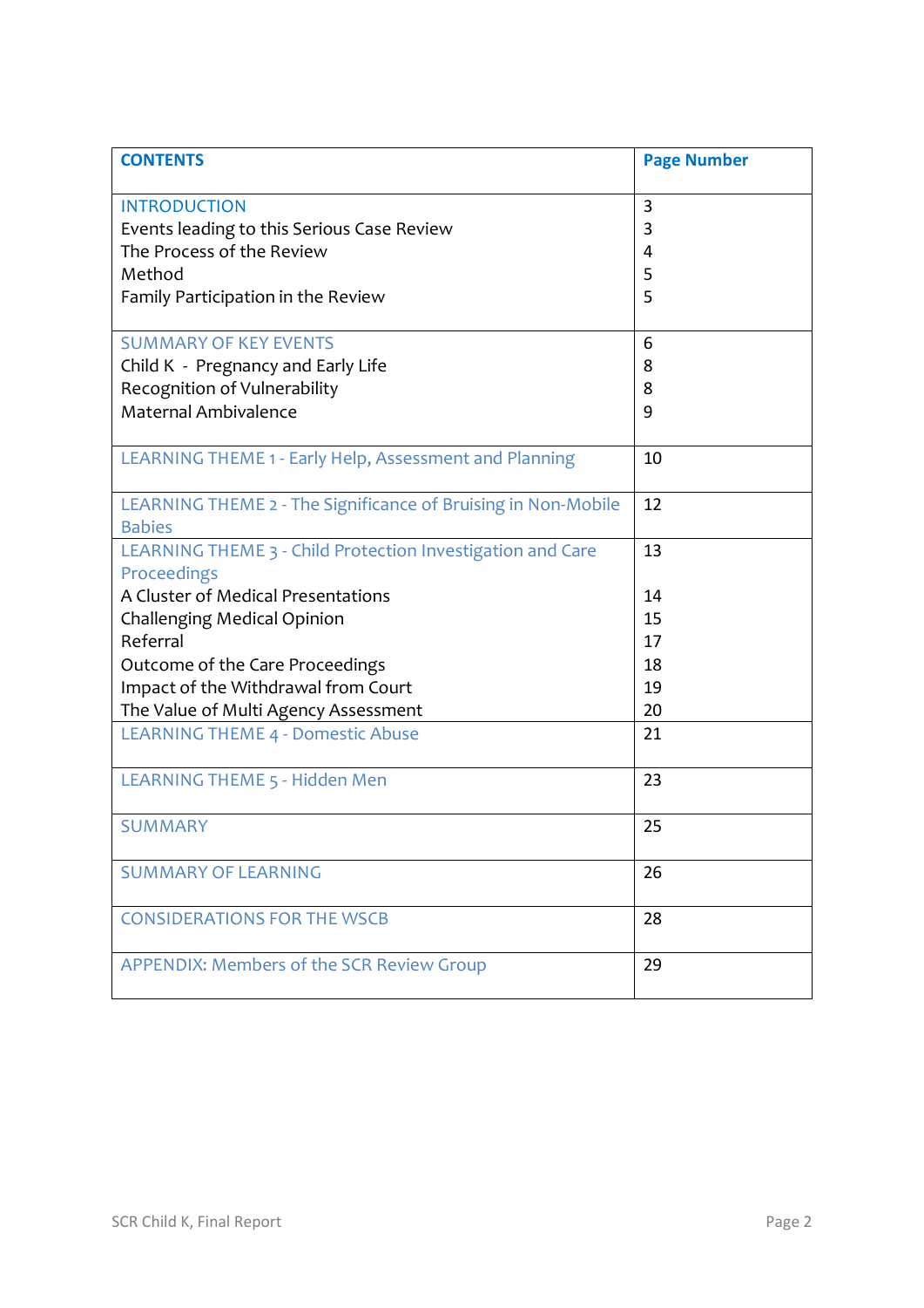| CONTENTS | Page Number |
| --- | --- |
| INTRODUCTION | 3 |
| Events leading to this Serious Case Review | 3 |
| The Process of the Review | 4 |
| Method | 5 |
| Family Participation in the Review | 5 |
| SUMMARY OF KEY EVENTS | 6 |
| Child K - Pregnancy and Early Life | 8 |
| Recognition of Vulnerability | 8 |
| Maternal Ambivalence | 9 |
| LEARNING THEME 1 - Early Help, Assessment and Planning | 10 |
| LEARNING THEME 2 - The Significance of Bruising in Non-Mobile Babies | 12 |
| LEARNING THEME 3 - Child Protection Investigation and Care Proceedings | 13 |
| A Cluster of Medical Presentations | 14 |
| Challenging Medical Opinion | 15 |
| Referral | 17 |
| Outcome of the Care Proceedings | 18 |
| Impact of the Withdrawal from Court | 19 |
| The Value of Multi Agency Assessment | 20 |
| LEARNING THEME 4 - Domestic Abuse | 21 |
| LEARNING THEME 5 - Hidden Men | 23 |
| SUMMARY | 25 |
| SUMMARY OF LEARNING | 26 |
| CONSIDERATIONS FOR THE WSCB | 28 |
| APPENDIX: Members of the SCR Review Group | 29 |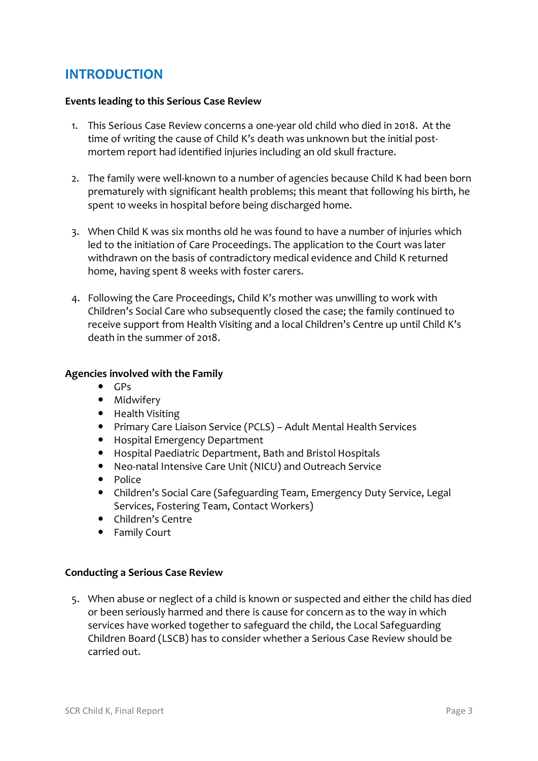# INTRODUCTION

**Events leading to this Serious Case Review**

1. This Serious Case Review concerns a one-year old child who died in 2018. At the time of writing the cause of Child K's death was unknown but the initial post-mortem report had identified injuries including an old skull fracture.

2. The family were well-known to a number of agencies because Child K had been born prematurely with significant health problems; this meant that following his birth, he spent 10 weeks in hospital before being discharged home.

3. When Child K was six months old he was found to have a number of injuries which led to the initiation of Care Proceedings. The application to the Court was later withdrawn on the basis of contradictory medical evidence and Child K returned home, having spent 8 weeks with foster carers.

4. Following the Care Proceedings, Child K's mother was unwilling to work with Children's Social Care who subsequently closed the case; the family continued to receive support from Health Visiting and a local Children's Centre up until Child K's death in the summer of 2018.

**Agencies involved with the Family**

- GPs
- Midwifery
- Health Visiting
- Primary Care Liaison Service (PCLS) – Adult Mental Health Services
- Hospital Emergency Department
- Hospital Paediatric Department, Bath and Bristol Hospitals
- Neo-natal Intensive Care Unit (NICU) and Outreach Service
- Police
- Children's Social Care (Safeguarding Team, Emergency Duty Service, Legal Services, Fostering Team, Contact Workers)
- Children's Centre
- Family Court

**Conducting a Serious Case Review**

5. When abuse or neglect of a child is known or suspected and either the child has died or been seriously harmed and there is cause for concern as to the way in which services have worked together to safeguard the child, the Local Safeguarding Children Board (LSCB) has to consider whether a Serious Case Review should be carried out.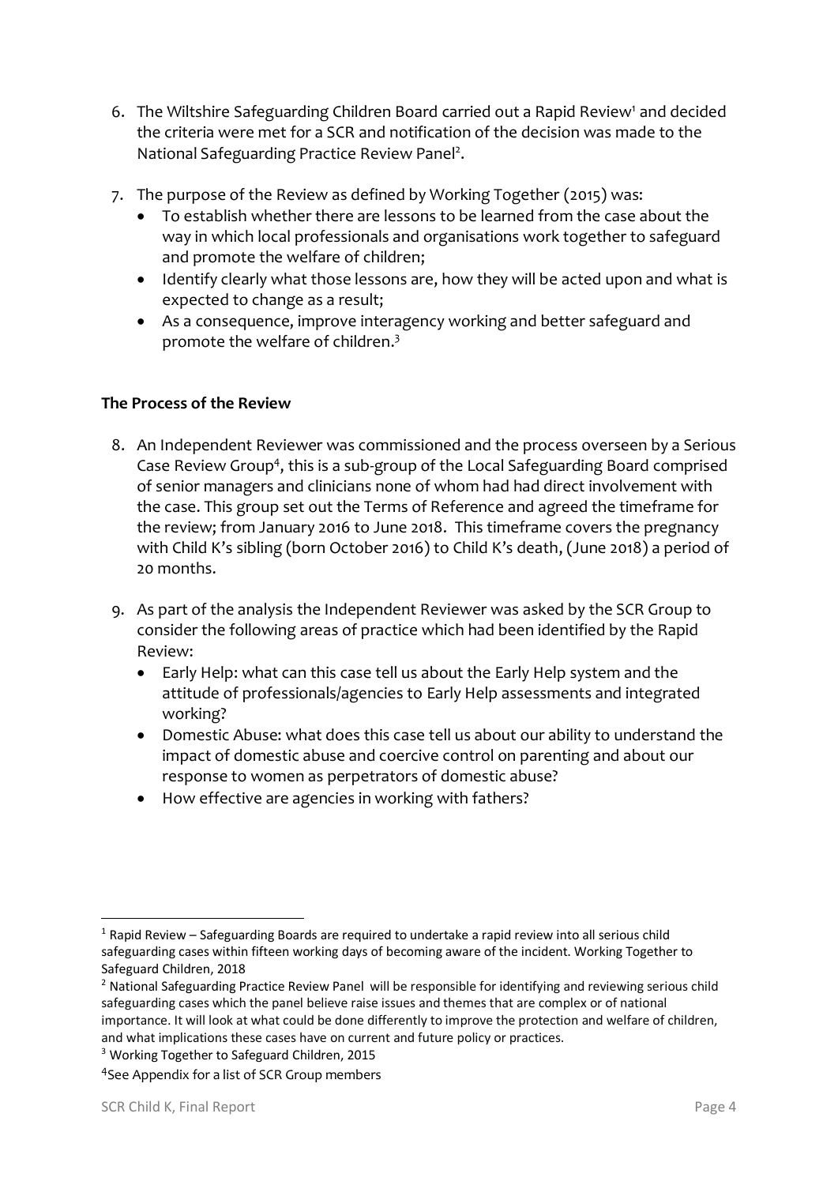6. The Wiltshire Safeguarding Children Board carried out a Rapid Review[1] and decided the criteria were met for a SCR and notification of the decision was made to the National Safeguarding Practice Review Panel[2].

7. The purpose of the Review as defined by Working Together (2015) was:
   - To establish whether there are lessons to be learned from the case about the way in which local professionals and organisations work together to safeguard and promote the welfare of children;
   - Identify clearly what those lessons are, how they will be acted upon and what is expected to change as a result;
   - As a consequence, improve interagency working and better safeguard and promote the welfare of children.[3]

**The Process of the Review**

8. An Independent Reviewer was commissioned and the process overseen by a Serious Case Review Group[4], this is a sub-group of the Local Safeguarding Board comprised of senior managers and clinicians none of whom had had direct involvement with the case. This group set out the Terms of Reference and agreed the timeframe for the review; from January 2016 to June 2018. This timeframe covers the pregnancy with Child K's sibling (born October 2016) to Child K's death, (June 2018) a period of 20 months.

9. As part of the analysis the Independent Reviewer was asked by the SCR Group to consider the following areas of practice which had been identified by the Rapid Review:
   - Early Help: what can this case tell us about the Early Help system and the attitude of professionals/agencies to Early Help assessments and integrated working?
   - Domestic Abuse: what does this case tell us about our ability to understand the impact of domestic abuse and coercive control on parenting and about our response to women as perpetrators of domestic abuse?
   - How effective are agencies in working with fathers?

---

[1] Rapid Review – Safeguarding Boards are required to undertake a rapid review into all serious child safeguarding cases within fifteen working days of becoming aware of the incident. Working Together to Safeguard Children, 2018

[2] National Safeguarding Practice Review Panel will be responsible for identifying and reviewing serious child safeguarding cases which the panel believe raise issues and themes that are complex or of national importance. It will look at what could be done differently to improve the protection and welfare of children, and what implications these cases have on current and future policy or practices.

[3] Working Together to Safeguard Children, 2015

[4] See Appendix for a list of SCR Group members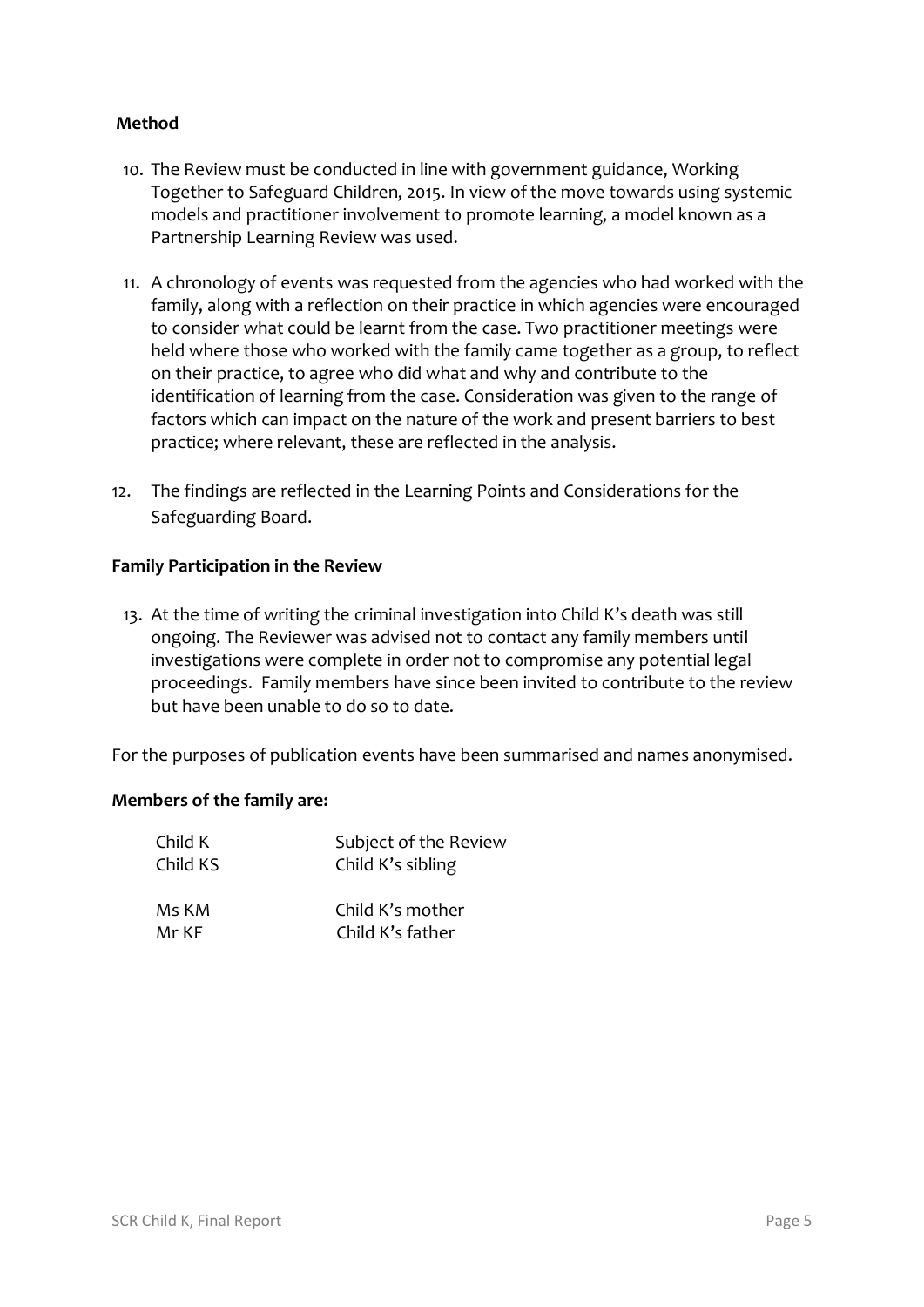**Method**

10. The Review must be conducted in line with government guidance, Working Together to Safeguard Children, 2015. In view of the move towards using systemic models and practitioner involvement to promote learning, a model known as a Partnership Learning Review was used.

11. A chronology of events was requested from the agencies who had worked with the family, along with a reflection on their practice in which agencies were encouraged to consider what could be learnt from the case. Two practitioner meetings were held where those who worked with the family came together as a group, to reflect on their practice, to agree who did what and why and contribute to the identification of learning from the case. Consideration was given to the range of factors which can impact on the nature of the work and present barriers to best practice; where relevant, these are reflected in the analysis.

12. The findings are reflected in the Learning Points and Considerations for the Safeguarding Board.

**Family Participation in the Review**

13. At the time of writing the criminal investigation into Child K's death was still ongoing. The Reviewer was advised not to contact any family members until investigations were complete in order not to compromise any potential legal proceedings. Family members have since been invited to contribute to the review but have been unable to do so to date.

For the purposes of publication events have been summarised and names anonymised.

**Members of the family are:**

| | |
|---|---|
| Child K | Subject of the Review |
| Child KS | Child K's sibling |
| Ms KM | Child K's mother |
| Mr KF | Child K's father |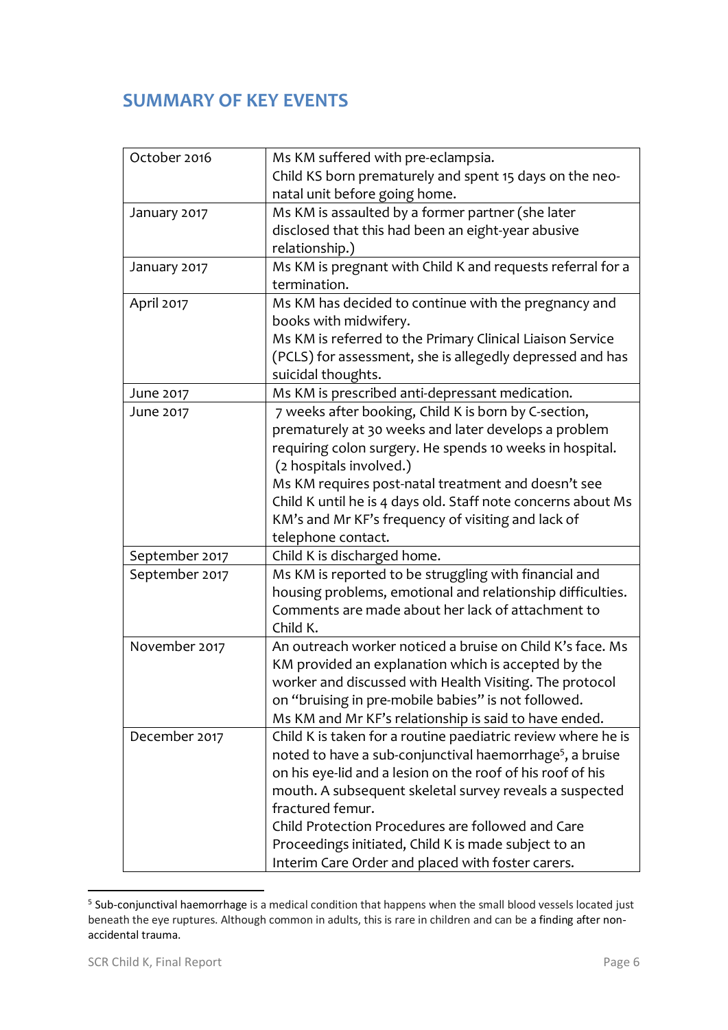## SUMMARY OF KEY EVENTS

| | |
|---|---|
| October 2016 | Ms KM suffered with pre-eclampsia.<br>Child KS born prematurely and spent 15 days on the neo-natal unit before going home. |
| January 2017 | Ms KM is assaulted by a former partner (she later disclosed that this had been an eight-year abusive relationship.) |
| January 2017 | Ms KM is pregnant with Child K and requests referral for a termination. |
| April 2017 | Ms KM has decided to continue with the pregnancy and books with midwifery.<br>Ms KM is referred to the Primary Clinical Liaison Service (PCLS) for assessment, she is allegedly depressed and has suicidal thoughts. |
| June 2017 | Ms KM is prescribed anti-depressant medication. |
| June 2017 | 7 weeks after booking, Child K is born by C-section, prematurely at 30 weeks and later develops a problem requiring colon surgery. He spends 10 weeks in hospital. (2 hospitals involved.)<br>Ms KM requires post-natal treatment and doesn't see Child K until he is 4 days old. Staff note concerns about Ms KM's and Mr KF's frequency of visiting and lack of telephone contact. |
| September 2017 | Child K is discharged home. |
| September 2017 | Ms KM is reported to be struggling with financial and housing problems, emotional and relationship difficulties. Comments are made about her lack of attachment to Child K. |
| November 2017 | An outreach worker noticed a bruise on Child K's face. Ms KM provided an explanation which is accepted by the worker and discussed with Health Visiting. The protocol on "bruising in pre-mobile babies" is not followed.<br>Ms KM and Mr KF's relationship is said to have ended. |
| December 2017 | Child K is taken for a routine paediatric review where he is noted to have a sub-conjunctival haemorrhage[5], a bruise on his eye-lid and a lesion on the roof of his roof of his mouth. A subsequent skeletal survey reveals a suspected fractured femur.<br>Child Protection Procedures are followed and Care Proceedings initiated, Child K is made subject to an Interim Care Order and placed with foster carers. |

[5] Sub-conjunctival haemorrhage is a medical condition that happens when the small blood vessels located just beneath the eye ruptures. Although common in adults, this is rare in children and can be a finding after non-accidental trauma.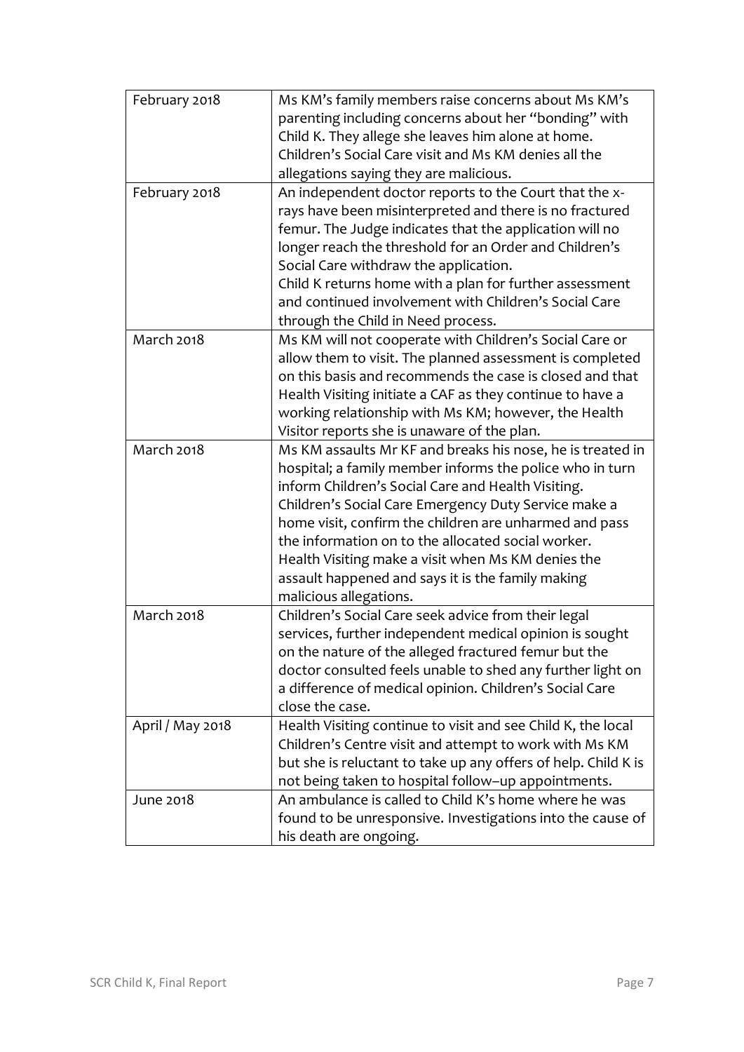| | |
|---|---|
| February 2018 | Ms KM's family members raise concerns about Ms KM's parenting including concerns about her "bonding" with Child K. They allege she leaves him alone at home. Children's Social Care visit and Ms KM denies all the allegations saying they are malicious. |
| February 2018 | An independent doctor reports to the Court that the x-rays have been misinterpreted and there is no fractured femur. The Judge indicates that the application will no longer reach the threshold for an Order and Children's Social Care withdraw the application.<br>Child K returns home with a plan for further assessment and continued involvement with Children's Social Care through the Child in Need process. |
| March 2018 | Ms KM will not cooperate with Children's Social Care or allow them to visit. The planned assessment is completed on this basis and recommends the case is closed and that Health Visiting initiate a CAF as they continue to have a working relationship with Ms KM; however, the Health Visitor reports she is unaware of the plan. |
| March 2018 | Ms KM assaults Mr KF and breaks his nose, he is treated in hospital; a family member informs the police who in turn inform Children's Social Care and Health Visiting. Children's Social Care Emergency Duty Service make a home visit, confirm the children are unharmed and pass the information on to the allocated social worker.<br>Health Visiting make a visit when Ms KM denies the assault happened and says it is the family making malicious allegations. |
| March 2018 | Children's Social Care seek advice from their legal services, further independent medical opinion is sought on the nature of the alleged fractured femur but the doctor consulted feels unable to shed any further light on a difference of medical opinion. Children's Social Care close the case. |
| April / May 2018 | Health Visiting continue to visit and see Child K, the local Children's Centre visit and attempt to work with Ms KM but she is reluctant to take up any offers of help. Child K is not being taken to hospital follow–up appointments. |
| June 2018 | An ambulance is called to Child K's home where he was found to be unresponsive. Investigations into the cause of his death are ongoing. |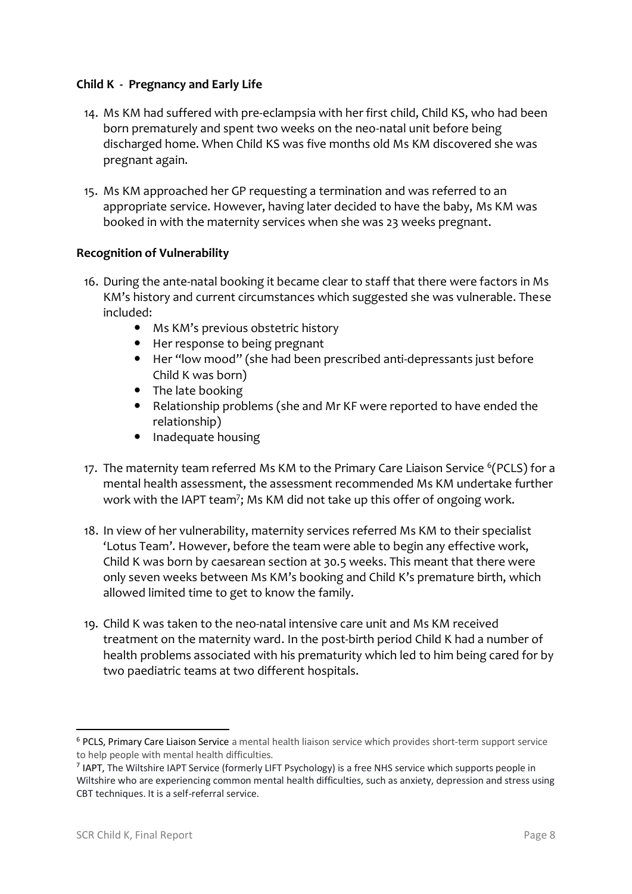**Child K - Pregnancy and Early Life**

14. Ms KM had suffered with pre-eclampsia with her first child, Child KS, who had been born prematurely and spent two weeks on the neo-natal unit before being discharged home. When Child KS was five months old Ms KM discovered she was pregnant again.

15. Ms KM approached her GP requesting a termination and was referred to an appropriate service. However, having later decided to have the baby, Ms KM was booked in with the maternity services when she was 23 weeks pregnant.

**Recognition of Vulnerability**

16. During the ante-natal booking it became clear to staff that there were factors in Ms KM's history and current circumstances which suggested she was vulnerable. These included:
    - Ms KM's previous obstetric history
    - Her response to being pregnant
    - Her "low mood" (she had been prescribed anti-depressants just before Child K was born)
    - The late booking
    - Relationship problems (she and Mr KF were reported to have ended the relationship)
    - Inadequate housing

17. The maternity team referred Ms KM to the Primary Care Liaison Service [6](PCLS) for a mental health assessment, the assessment recommended Ms KM undertake further work with the IAPT team[7]; Ms KM did not take up this offer of ongoing work.

18. In view of her vulnerability, maternity services referred Ms KM to their specialist 'Lotus Team'. However, before the team were able to begin any effective work, Child K was born by caesarean section at 30.5 weeks. This meant that there were only seven weeks between Ms KM's booking and Child K's premature birth, which allowed limited time to get to know the family.

19. Child K was taken to the neo-natal intensive care unit and Ms KM received treatment on the maternity ward. In the post-birth period Child K had a number of health problems associated with his prematurity which led to him being cared for by two paediatric teams at two different hospitals.

---

[6] PCLS, Primary Care Liaison Service a mental health liaison service which provides short-term support service to help people with mental health difficulties.

[7] IAPT, The Wiltshire IAPT Service (formerly LIFT Psychology) is a free NHS service which supports people in Wiltshire who are experiencing common mental health difficulties, such as anxiety, depression and stress using CBT techniques. It is a self-referral service.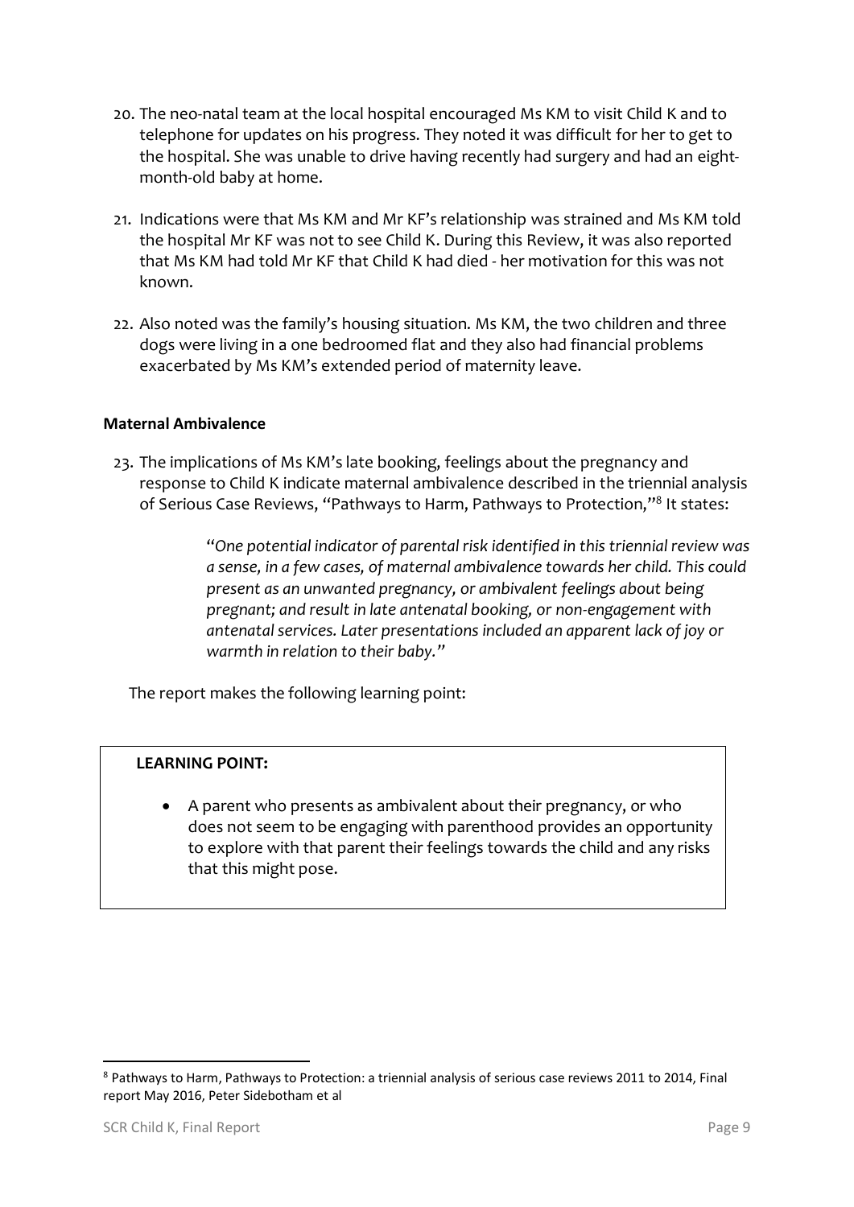20. The neo-natal team at the local hospital encouraged Ms KM to visit Child K and to telephone for updates on his progress. They noted it was difficult for her to get to the hospital. She was unable to drive having recently had surgery and had an eight-month-old baby at home.

21. Indications were that Ms KM and Mr KF's relationship was strained and Ms KM told the hospital Mr KF was not to see Child K. During this Review, it was also reported that Ms KM had told Mr KF that Child K had died - her motivation for this was not known.

22. Also noted was the family's housing situation. Ms KM, the two children and three dogs were living in a one bedroomed flat and they also had financial problems exacerbated by Ms KM's extended period of maternity leave.

**Maternal Ambivalence**

23. The implications of Ms KM's late booking, feelings about the pregnancy and response to Child K indicate maternal ambivalence described in the triennial analysis of Serious Case Reviews, "Pathways to Harm, Pathways to Protection,"[8] It states:

> "*One potential indicator of parental risk identified in this triennial review was a sense, in a few cases, of maternal ambivalence towards her child. This could present as an unwanted pregnancy, or ambivalent feelings about being pregnant; and result in late antenatal booking, or non-engagement with antenatal services. Later presentations included an apparent lack of joy or warmth in relation to their baby.*"

The report makes the following learning point:

> **LEARNING POINT:**
>
> - A parent who presents as ambivalent about their pregnancy, or who does not seem to be engaging with parenthood provides an opportunity to explore with that parent their feelings towards the child and any risks that this might pose.

[8] Pathways to Harm, Pathways to Protection: a triennial analysis of serious case reviews 2011 to 2014, Final report May 2016, Peter Sidebotham et al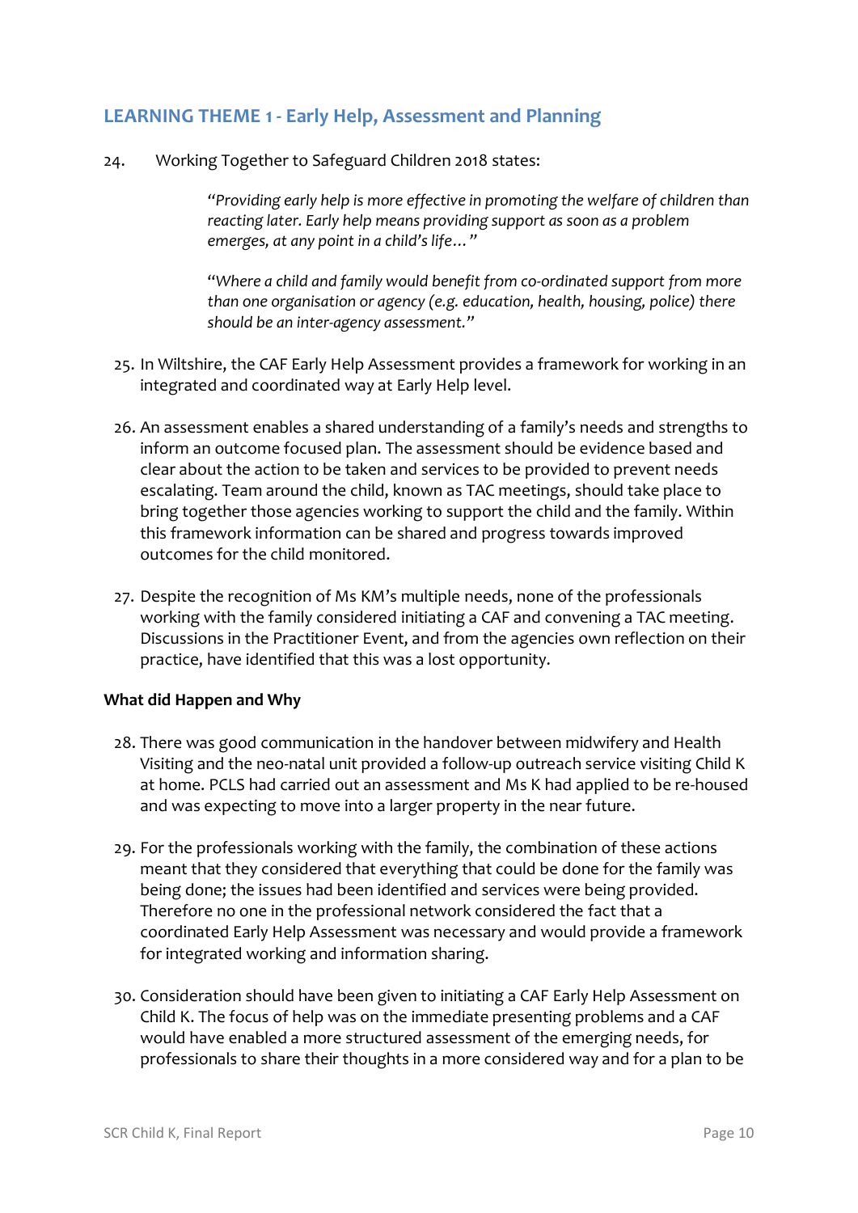## LEARNING THEME 1 - Early Help, Assessment and Planning

24. Working Together to Safeguard Children 2018 states:

> *"Providing early help is more effective in promoting the welfare of children than reacting later. Early help means providing support as soon as a problem emerges, at any point in a child's life…"*
>
> *"Where a child and family would benefit from co-ordinated support from more than one organisation or agency (e.g. education, health, housing, police) there should be an inter-agency assessment."*

25. In Wiltshire, the CAF Early Help Assessment provides a framework for working in an integrated and coordinated way at Early Help level.

26. An assessment enables a shared understanding of a family's needs and strengths to inform an outcome focused plan. The assessment should be evidence based and clear about the action to be taken and services to be provided to prevent needs escalating. Team around the child, known as TAC meetings, should take place to bring together those agencies working to support the child and the family. Within this framework information can be shared and progress towards improved outcomes for the child monitored.

27. Despite the recognition of Ms KM's multiple needs, none of the professionals working with the family considered initiating a CAF and convening a TAC meeting. Discussions in the Practitioner Event, and from the agencies own reflection on their practice, have identified that this was a lost opportunity.

**What did Happen and Why**

28. There was good communication in the handover between midwifery and Health Visiting and the neo-natal unit provided a follow-up outreach service visiting Child K at home. PCLS had carried out an assessment and Ms K had applied to be re-housed and was expecting to move into a larger property in the near future.

29. For the professionals working with the family, the combination of these actions meant that they considered that everything that could be done for the family was being done; the issues had been identified and services were being provided. Therefore no one in the professional network considered the fact that a coordinated Early Help Assessment was necessary and would provide a framework for integrated working and information sharing.

30. Consideration should have been given to initiating a CAF Early Help Assessment on Child K. The focus of help was on the immediate presenting problems and a CAF would have enabled a more structured assessment of the emerging needs, for professionals to share their thoughts in a more considered way and for a plan to be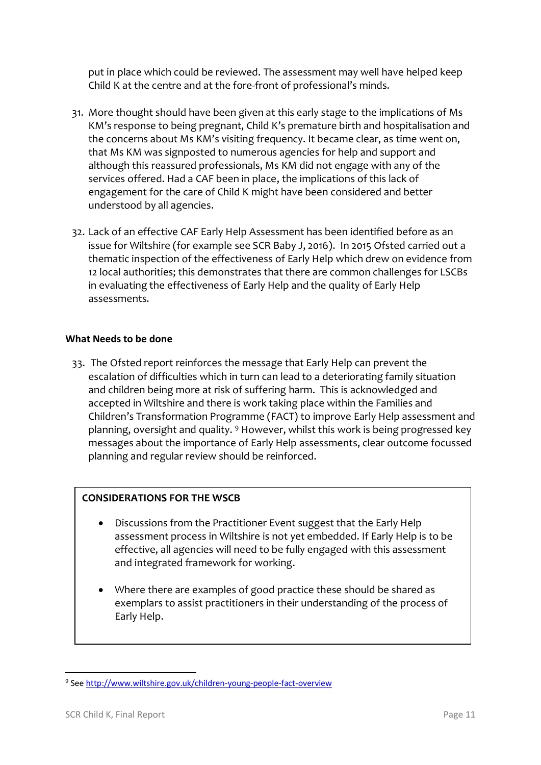put in place which could be reviewed. The assessment may well have helped keep Child K at the centre and at the fore-front of professional's minds.

31. More thought should have been given at this early stage to the implications of Ms KM's response to being pregnant, Child K's premature birth and hospitalisation and the concerns about Ms KM's visiting frequency. It became clear, as time went on, that Ms KM was signposted to numerous agencies for help and support and although this reassured professionals, Ms KM did not engage with any of the services offered. Had a CAF been in place, the implications of this lack of engagement for the care of Child K might have been considered and better understood by all agencies.

32. Lack of an effective CAF Early Help Assessment has been identified before as an issue for Wiltshire (for example see SCR Baby J, 2016). In 2015 Ofsted carried out a thematic inspection of the effectiveness of Early Help which drew on evidence from 12 local authorities; this demonstrates that there are common challenges for LSCBs in evaluating the effectiveness of Early Help and the quality of Early Help assessments.

**What Needs to be done**

33. The Ofsted report reinforces the message that Early Help can prevent the escalation of difficulties which in turn can lead to a deteriorating family situation and children being more at risk of suffering harm. This is acknowledged and accepted in Wiltshire and there is work taking place within the Families and Children's Transformation Programme (FACT) to improve Early Help assessment and planning, oversight and quality. [9] However, whilst this work is being progressed key messages about the importance of Early Help assessments, clear outcome focussed planning and regular review should be reinforced.

**CONSIDERATIONS FOR THE WSCB**

- Discussions from the Practitioner Event suggest that the Early Help assessment process in Wiltshire is not yet embedded. If Early Help is to be effective, all agencies will need to be fully engaged with this assessment and integrated framework for working.
- Where there are examples of good practice these should be shared as exemplars to assist practitioners in their understanding of the process of Early Help.

[9] See http://www.wiltshire.gov.uk/children-young-people-fact-overview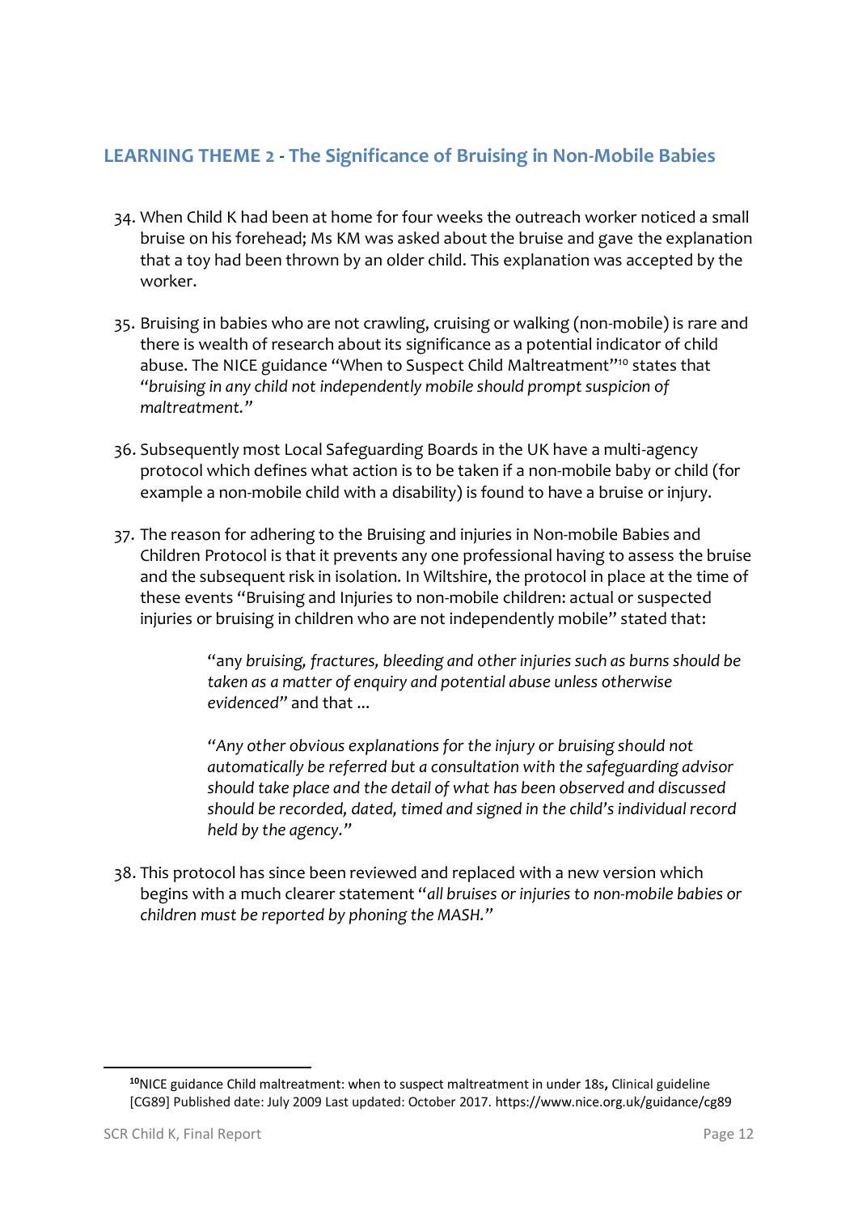## LEARNING THEME 2 - The Significance of Bruising in Non-Mobile Babies

34. When Child K had been at home for four weeks the outreach worker noticed a small bruise on his forehead; Ms KM was asked about the bruise and gave the explanation that a toy had been thrown by an older child. This explanation was accepted by the worker.

35. Bruising in babies who are not crawling, cruising or walking (non-mobile) is rare and there is wealth of research about its significance as a potential indicator of child abuse. The NICE guidance "When to Suspect Child Maltreatment"[10] states that "*bruising in any child not independently mobile should prompt suspicion of maltreatment.*"

36. Subsequently most Local Safeguarding Boards in the UK have a multi-agency protocol which defines what action is to be taken if a non-mobile baby or child (for example a non-mobile child with a disability) is found to have a bruise or injury.

37. The reason for adhering to the Bruising and injuries in Non-mobile Babies and Children Protocol is that it prevents any one professional having to assess the bruise and the subsequent risk in isolation. In Wiltshire, the protocol in place at the time of these events "Bruising and Injuries to non-mobile children: actual or suspected injuries or bruising in children who are not independently mobile" stated that:

> "any *bruising, fractures, bleeding and other injuries such as burns should be taken as a matter of enquiry and potential abuse unless otherwise evidenced*" and that ...
>
> "*Any other obvious explanations for the injury or bruising should not automatically be referred but a consultation with the safeguarding advisor should take place and the detail of what has been observed and discussed should be recorded, dated, timed and signed in the child's individual record held by the agency.*"

38. This protocol has since been reviewed and replaced with a new version which begins with a much clearer statement "*all bruises or injuries to non-mobile babies or children must be reported by phoning the MASH.*"

---

[10] NICE guidance Child maltreatment: when to suspect maltreatment in under 18s, Clinical guideline [CG89] Published date: July 2009 Last updated: October 2017. https://www.nice.org.uk/guidance/cg89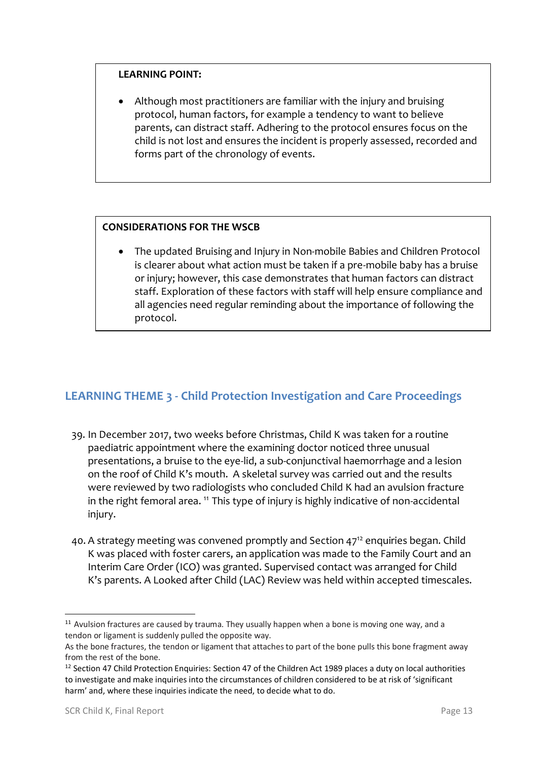**LEARNING POINT:**

- Although most practitioners are familiar with the injury and bruising protocol, human factors, for example a tendency to want to believe parents, can distract staff. Adhering to the protocol ensures focus on the child is not lost and ensures the incident is properly assessed, recorded and forms part of the chronology of events.

**CONSIDERATIONS FOR THE WSCB**

- The updated Bruising and Injury in Non-mobile Babies and Children Protocol is clearer about what action must be taken if a pre-mobile baby has a bruise or injury; however, this case demonstrates that human factors can distract staff. Exploration of these factors with staff will help ensure compliance and all agencies need regular reminding about the importance of following the protocol.

## LEARNING THEME 3 - Child Protection Investigation and Care Proceedings

39. In December 2017, two weeks before Christmas, Child K was taken for a routine paediatric appointment where the examining doctor noticed three unusual presentations, a bruise to the eye-lid, a sub-conjunctival haemorrhage and a lesion on the roof of Child K's mouth. A skeletal survey was carried out and the results were reviewed by two radiologists who concluded Child K had an avulsion fracture in the right femoral area. [11] This type of injury is highly indicative of non-accidental injury.

40. A strategy meeting was convened promptly and Section 47[12] enquiries began. Child K was placed with foster carers, an application was made to the Family Court and an Interim Care Order (ICO) was granted. Supervised contact was arranged for Child K's parents. A Looked after Child (LAC) Review was held within accepted timescales.

---

[11] Avulsion fractures are caused by trauma. They usually happen when a bone is moving one way, and a tendon or ligament is suddenly pulled the opposite way.
As the bone fractures, the tendon or ligament that attaches to part of the bone pulls this bone fragment away from the rest of the bone.

[12] Section 47 Child Protection Enquiries: Section 47 of the Children Act 1989 places a duty on local authorities to investigate and make inquiries into the circumstances of children considered to be at risk of 'significant harm' and, where these inquiries indicate the need, to decide what to do.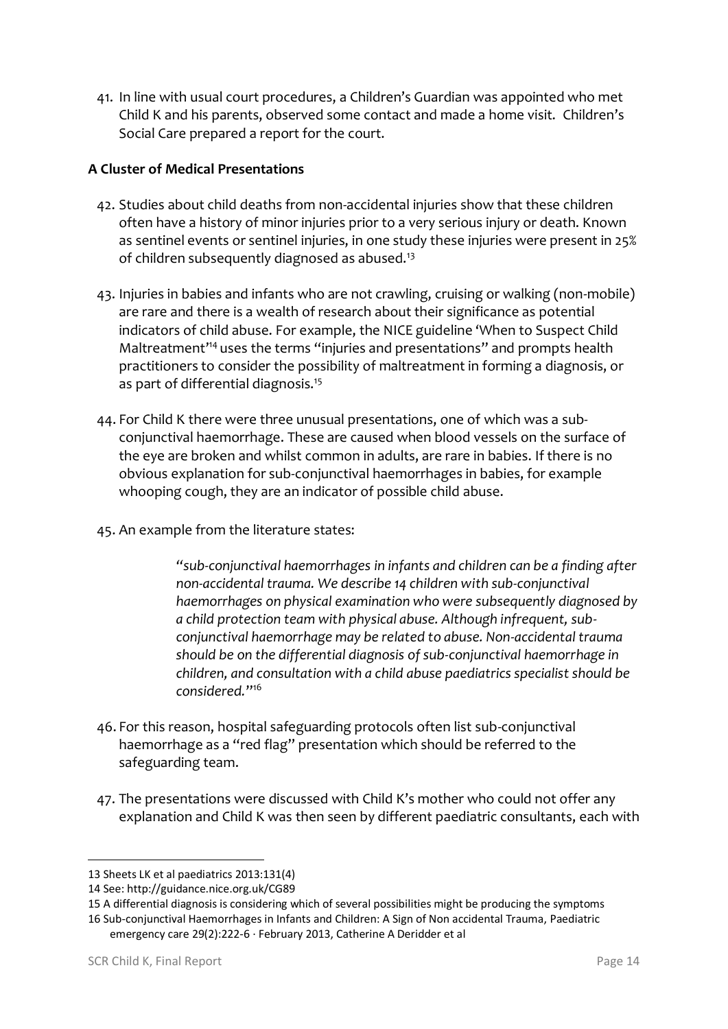41. In line with usual court procedures, a Children's Guardian was appointed who met Child K and his parents, observed some contact and made a home visit. Children's Social Care prepared a report for the court.

**A Cluster of Medical Presentations**

42. Studies about child deaths from non-accidental injuries show that these children often have a history of minor injuries prior to a very serious injury or death. Known as sentinel events or sentinel injuries, in one study these injuries were present in 25% of children subsequently diagnosed as abused.[13]

43. Injuries in babies and infants who are not crawling, cruising or walking (non-mobile) are rare and there is a wealth of research about their significance as potential indicators of child abuse. For example, the NICE guideline 'When to Suspect Child Maltreatment'[14] uses the terms "injuries and presentations" and prompts health practitioners to consider the possibility of maltreatment in forming a diagnosis, or as part of differential diagnosis.[15]

44. For Child K there were three unusual presentations, one of which was a sub-conjunctival haemorrhage. These are caused when blood vessels on the surface of the eye are broken and whilst common in adults, are rare in babies. If there is no obvious explanation for sub-conjunctival haemorrhages in babies, for example whooping cough, they are an indicator of possible child abuse.

45. An example from the literature states:

> *"sub-conjunctival haemorrhages in infants and children can be a finding after non-accidental trauma. We describe 14 children with sub-conjunctival haemorrhages on physical examination who were subsequently diagnosed by a child protection team with physical abuse. Although infrequent, sub-conjunctival haemorrhage may be related to abuse. Non-accidental trauma should be on the differential diagnosis of sub-conjunctival haemorrhage in children, and consultation with a child abuse paediatrics specialist should be considered."*[16]

46. For this reason, hospital safeguarding protocols often list sub-conjunctival haemorrhage as a "red flag" presentation which should be referred to the safeguarding team.

47. The presentations were discussed with Child K's mother who could not offer any explanation and Child K was then seen by different paediatric consultants, each with

---

13 Sheets LK et al paediatrics 2013:131(4)

14 See: http://guidance.nice.org.uk/CG89

15 A differential diagnosis is considering which of several possibilities might be producing the symptoms

16 Sub-conjunctival Haemorrhages in Infants and Children: A Sign of Non accidental Trauma, Paediatric emergency care 29(2):222-6 · February 2013, Catherine A Deridder et al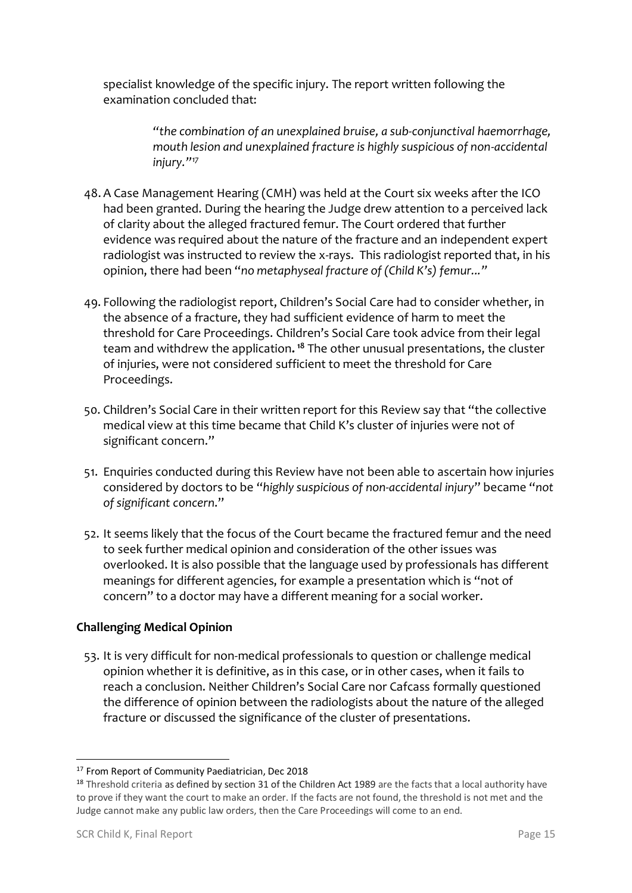specialist knowledge of the specific injury. The report written following the examination concluded that:

> *"the combination of an unexplained bruise, a sub-conjunctival haemorrhage, mouth lesion and unexplained fracture is highly suspicious of non-accidental injury."*[17]

48. A Case Management Hearing (CMH) was held at the Court six weeks after the ICO had been granted. During the hearing the Judge drew attention to a perceived lack of clarity about the alleged fractured femur. The Court ordered that further evidence was required about the nature of the fracture and an independent expert radiologist was instructed to review the x-rays. This radiologist reported that, in his opinion, there had been "*no metaphyseal fracture of (Child K's) femur…*"

49. Following the radiologist report, Children's Social Care had to consider whether, in the absence of a fracture, they had sufficient evidence of harm to meet the threshold for Care Proceedings. Children's Social Care took advice from their legal team and withdrew the application.[18] The other unusual presentations, the cluster of injuries, were not considered sufficient to meet the threshold for Care Proceedings.

50. Children's Social Care in their written report for this Review say that "the collective medical view at this time became that Child K's cluster of injuries were not of significant concern."

51. Enquiries conducted during this Review have not been able to ascertain how injuries considered by doctors to be "*highly suspicious of non-accidental injury*" became "*not of significant concern*."

52. It seems likely that the focus of the Court became the fractured femur and the need to seek further medical opinion and consideration of the other issues was overlooked. It is also possible that the language used by professionals has different meanings for different agencies, for example a presentation which is "not of concern" to a doctor may have a different meaning for a social worker.

**Challenging Medical Opinion**

53. It is very difficult for non-medical professionals to question or challenge medical opinion whether it is definitive, as in this case, or in other cases, when it fails to reach a conclusion. Neither Children's Social Care nor Cafcass formally questioned the difference of opinion between the radiologists about the nature of the alleged fracture or discussed the significance of the cluster of presentations.

---

[17] From Report of Community Paediatrician, Dec 2018

[18] Threshold criteria as defined by section 31 of the Children Act 1989 are the facts that a local authority have to prove if they want the court to make an order. If the facts are not found, the threshold is not met and the Judge cannot make any public law orders, then the Care Proceedings will come to an end.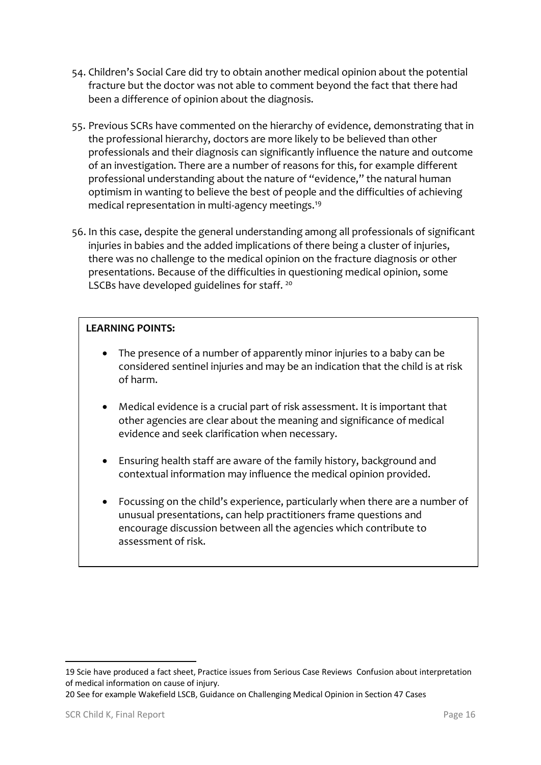54. Children's Social Care did try to obtain another medical opinion about the potential fracture but the doctor was not able to comment beyond the fact that there had been a difference of opinion about the diagnosis.

55. Previous SCRs have commented on the hierarchy of evidence, demonstrating that in the professional hierarchy, doctors are more likely to be believed than other professionals and their diagnosis can significantly influence the nature and outcome of an investigation. There are a number of reasons for this, for example different professional understanding about the nature of "evidence," the natural human optimism in wanting to believe the best of people and the difficulties of achieving medical representation in multi-agency meetings.[19]

56. In this case, despite the general understanding among all professionals of significant injuries in babies and the added implications of there being a cluster of injuries, there was no challenge to the medical opinion on the fracture diagnosis or other presentations. Because of the difficulties in questioning medical opinion, some LSCBs have developed guidelines for staff. [20]

**LEARNING POINTS:**

- The presence of a number of apparently minor injuries to a baby can be considered sentinel injuries and may be an indication that the child is at risk of harm.
- Medical evidence is a crucial part of risk assessment. It is important that other agencies are clear about the meaning and significance of medical evidence and seek clarification when necessary.
- Ensuring health staff are aware of the family history, background and contextual information may influence the medical opinion provided.
- Focussing on the child's experience, particularly when there are a number of unusual presentations, can help practitioners frame questions and encourage discussion between all the agencies which contribute to assessment of risk.

---

19 Scie have produced a fact sheet, Practice issues from Serious Case Reviews Confusion about interpretation of medical information on cause of injury.

20 See for example Wakefield LSCB, Guidance on Challenging Medical Opinion in Section 47 Cases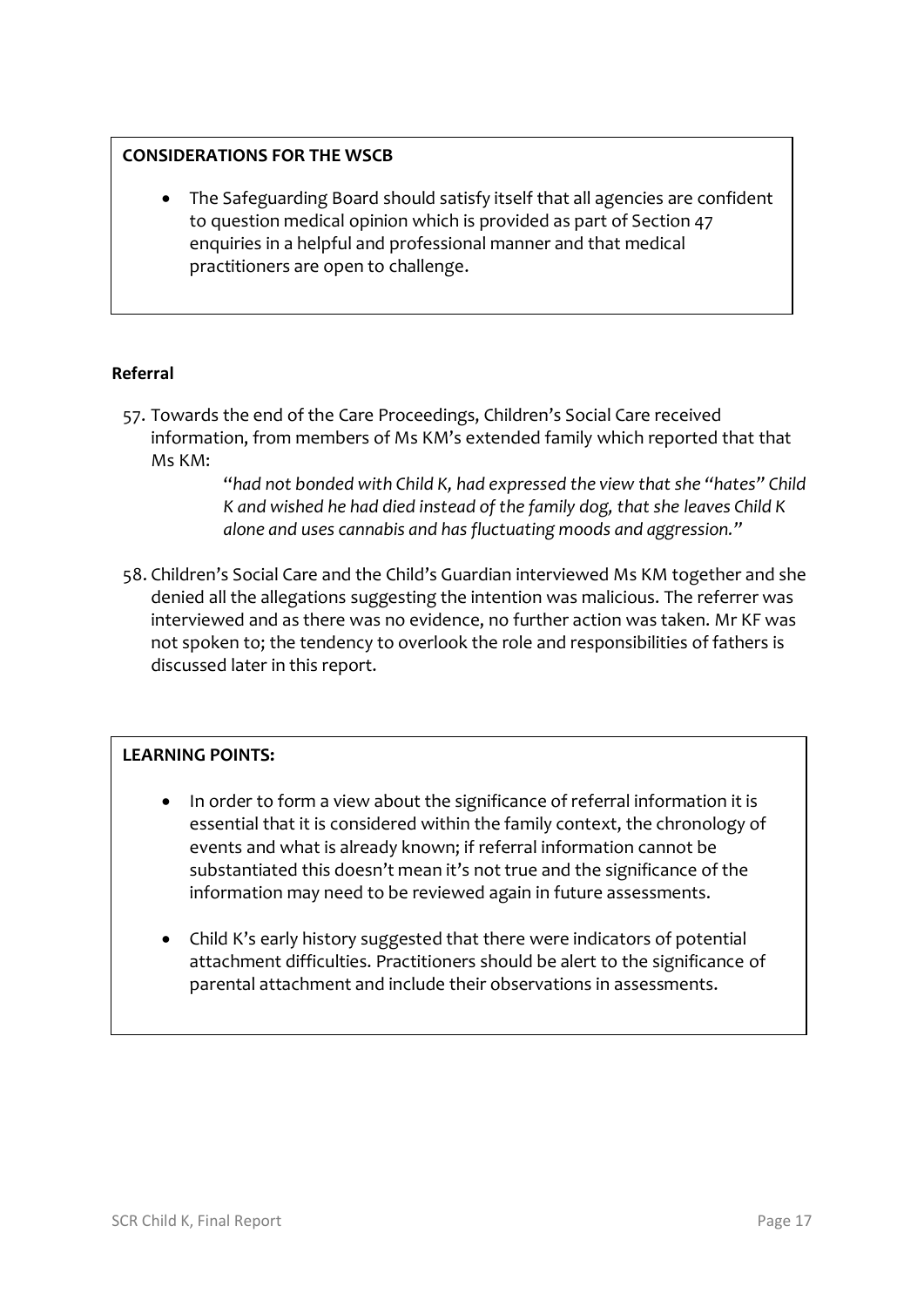**CONSIDERATIONS FOR THE WSCB**

- The Safeguarding Board should satisfy itself that all agencies are confident to question medical opinion which is provided as part of Section 47 enquiries in a helpful and professional manner and that medical practitioners are open to challenge.

**Referral**

57. Towards the end of the Care Proceedings, Children's Social Care received information, from members of Ms KM's extended family which reported that that Ms KM:

> *"had not bonded with Child K, had expressed the view that she "hates" Child K and wished he had died instead of the family dog, that she leaves Child K alone and uses cannabis and has fluctuating moods and aggression."*

58. Children's Social Care and the Child's Guardian interviewed Ms KM together and she denied all the allegations suggesting the intention was malicious. The referrer was interviewed and as there was no evidence, no further action was taken. Mr KF was not spoken to; the tendency to overlook the role and responsibilities of fathers is discussed later in this report.

**LEARNING POINTS:**

- In order to form a view about the significance of referral information it is essential that it is considered within the family context, the chronology of events and what is already known; if referral information cannot be substantiated this doesn't mean it's not true and the significance of the information may need to be reviewed again in future assessments.

- Child K's early history suggested that there were indicators of potential attachment difficulties. Practitioners should be alert to the significance of parental attachment and include their observations in assessments.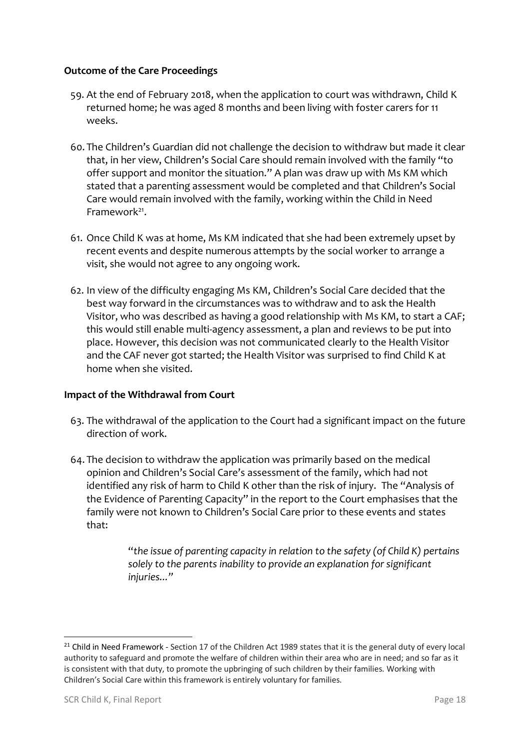**Outcome of the Care Proceedings**

59. At the end of February 2018, when the application to court was withdrawn, Child K returned home; he was aged 8 months and been living with foster carers for 11 weeks.

60. The Children's Guardian did not challenge the decision to withdraw but made it clear that, in her view, Children's Social Care should remain involved with the family "to offer support and monitor the situation." A plan was draw up with Ms KM which stated that a parenting assessment would be completed and that Children's Social Care would remain involved with the family, working within the Child in Need Framework[21].

61. Once Child K was at home, Ms KM indicated that she had been extremely upset by recent events and despite numerous attempts by the social worker to arrange a visit, she would not agree to any ongoing work.

62. In view of the difficulty engaging Ms KM, Children's Social Care decided that the best way forward in the circumstances was to withdraw and to ask the Health Visitor, who was described as having a good relationship with Ms KM, to start a CAF; this would still enable multi-agency assessment, a plan and reviews to be put into place. However, this decision was not communicated clearly to the Health Visitor and the CAF never got started; the Health Visitor was surprised to find Child K at home when she visited.

**Impact of the Withdrawal from Court**

63. The withdrawal of the application to the Court had a significant impact on the future direction of work.

64. The decision to withdraw the application was primarily based on the medical opinion and Children's Social Care's assessment of the family, which had not identified any risk of harm to Child K other than the risk of injury. The "Analysis of the Evidence of Parenting Capacity" in the report to the Court emphasises that the family were not known to Children's Social Care prior to these events and states that:

> "*the issue of parenting capacity in relation to the safety (of Child K) pertains solely to the parents inability to provide an explanation for significant injuries...*"

---

[21] Child in Need Framework - Section 17 of the Children Act 1989 states that it is the general duty of every local authority to safeguard and promote the welfare of children within their area who are in need; and so far as it is consistent with that duty, to promote the upbringing of such children by their families. Working with Children's Social Care within this framework is entirely voluntary for families.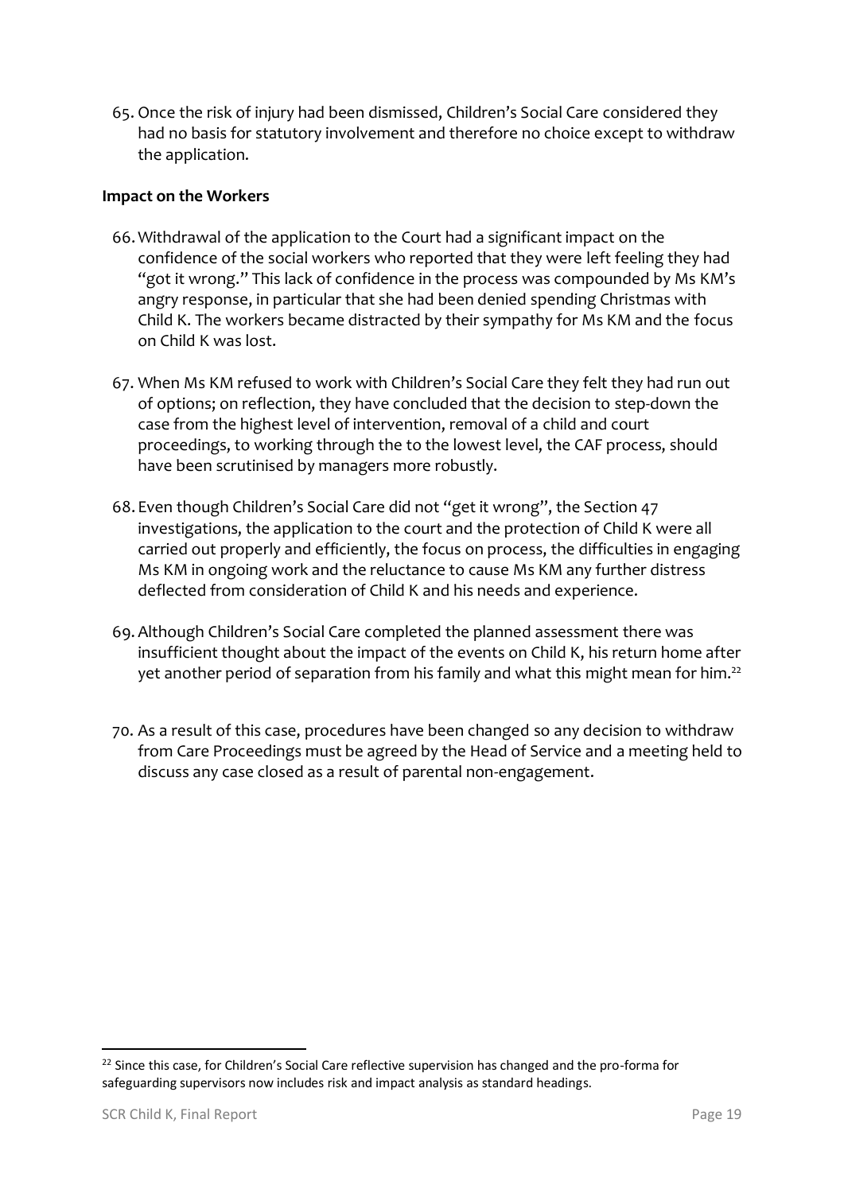65. Once the risk of injury had been dismissed, Children's Social Care considered they had no basis for statutory involvement and therefore no choice except to withdraw the application.

**Impact on the Workers**

66. Withdrawal of the application to the Court had a significant impact on the confidence of the social workers who reported that they were left feeling they had "got it wrong." This lack of confidence in the process was compounded by Ms KM's angry response, in particular that she had been denied spending Christmas with Child K. The workers became distracted by their sympathy for Ms KM and the focus on Child K was lost.

67. When Ms KM refused to work with Children's Social Care they felt they had run out of options; on reflection, they have concluded that the decision to step-down the case from the highest level of intervention, removal of a child and court proceedings, to working through the to the lowest level, the CAF process, should have been scrutinised by managers more robustly.

68. Even though Children's Social Care did not "get it wrong", the Section 47 investigations, the application to the court and the protection of Child K were all carried out properly and efficiently, the focus on process, the difficulties in engaging Ms KM in ongoing work and the reluctance to cause Ms KM any further distress deflected from consideration of Child K and his needs and experience.

69. Although Children's Social Care completed the planned assessment there was insufficient thought about the impact of the events on Child K, his return home after yet another period of separation from his family and what this might mean for him.[22]

70. As a result of this case, procedures have been changed so any decision to withdraw from Care Proceedings must be agreed by the Head of Service and a meeting held to discuss any case closed as a result of parental non-engagement.

[22] Since this case, for Children's Social Care reflective supervision has changed and the pro-forma for safeguarding supervisors now includes risk and impact analysis as standard headings.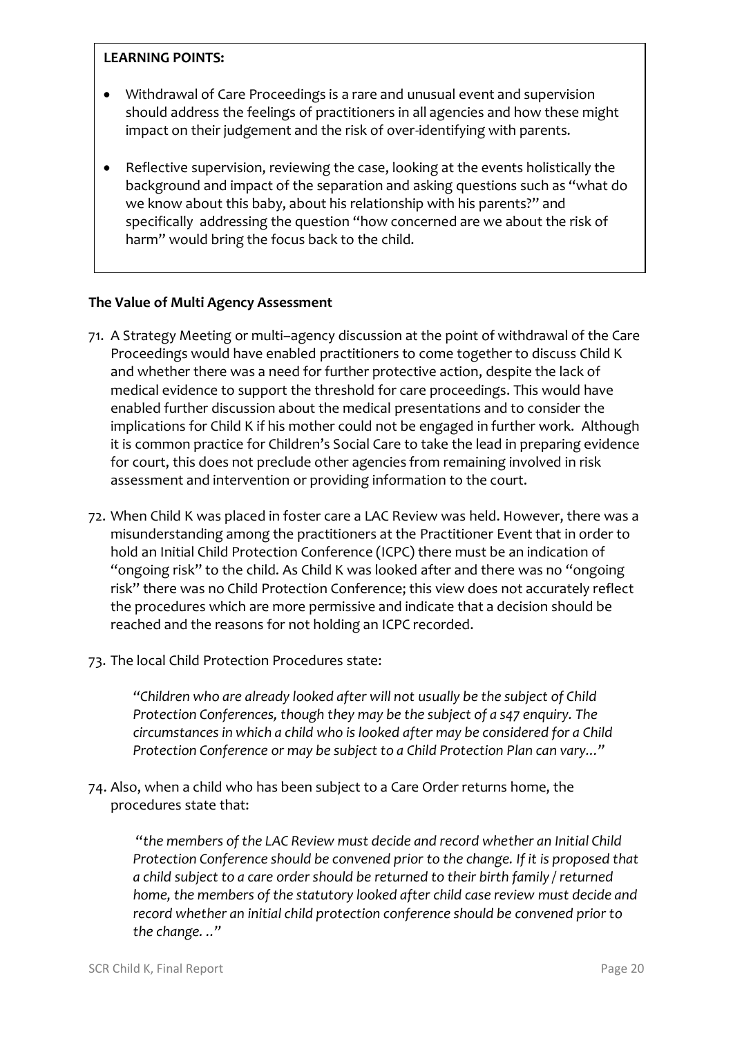**LEARNING POINTS:**

- Withdrawal of Care Proceedings is a rare and unusual event and supervision should address the feelings of practitioners in all agencies and how these might impact on their judgement and the risk of over-identifying with parents.
- Reflective supervision, reviewing the case, looking at the events holistically the background and impact of the separation and asking questions such as "what do we know about this baby, about his relationship with his parents?" and specifically addressing the question "how concerned are we about the risk of harm" would bring the focus back to the child.

**The Value of Multi Agency Assessment**

71. A Strategy Meeting or multi–agency discussion at the point of withdrawal of the Care Proceedings would have enabled practitioners to come together to discuss Child K and whether there was a need for further protective action, despite the lack of medical evidence to support the threshold for care proceedings. This would have enabled further discussion about the medical presentations and to consider the implications for Child K if his mother could not be engaged in further work. Although it is common practice for Children's Social Care to take the lead in preparing evidence for court, this does not preclude other agencies from remaining involved in risk assessment and intervention or providing information to the court.

72. When Child K was placed in foster care a LAC Review was held. However, there was a misunderstanding among the practitioners at the Practitioner Event that in order to hold an Initial Child Protection Conference (ICPC) there must be an indication of "ongoing risk" to the child. As Child K was looked after and there was no "ongoing risk" there was no Child Protection Conference; this view does not accurately reflect the procedures which are more permissive and indicate that a decision should be reached and the reasons for not holding an ICPC recorded.

73. The local Child Protection Procedures state:

    *"Children who are already looked after will not usually be the subject of Child Protection Conferences, though they may be the subject of a s47 enquiry. The circumstances in which a child who is looked after may be considered for a Child Protection Conference or may be subject to a Child Protection Plan can vary..."*

74. Also, when a child who has been subject to a Care Order returns home, the procedures state that:

    *"the members of the LAC Review must decide and record whether an Initial Child Protection Conference should be convened prior to the change. If it is proposed that a child subject to a care order should be returned to their birth family / returned home, the members of the statutory looked after child case review must decide and record whether an initial child protection conference should be convened prior to the change. .."*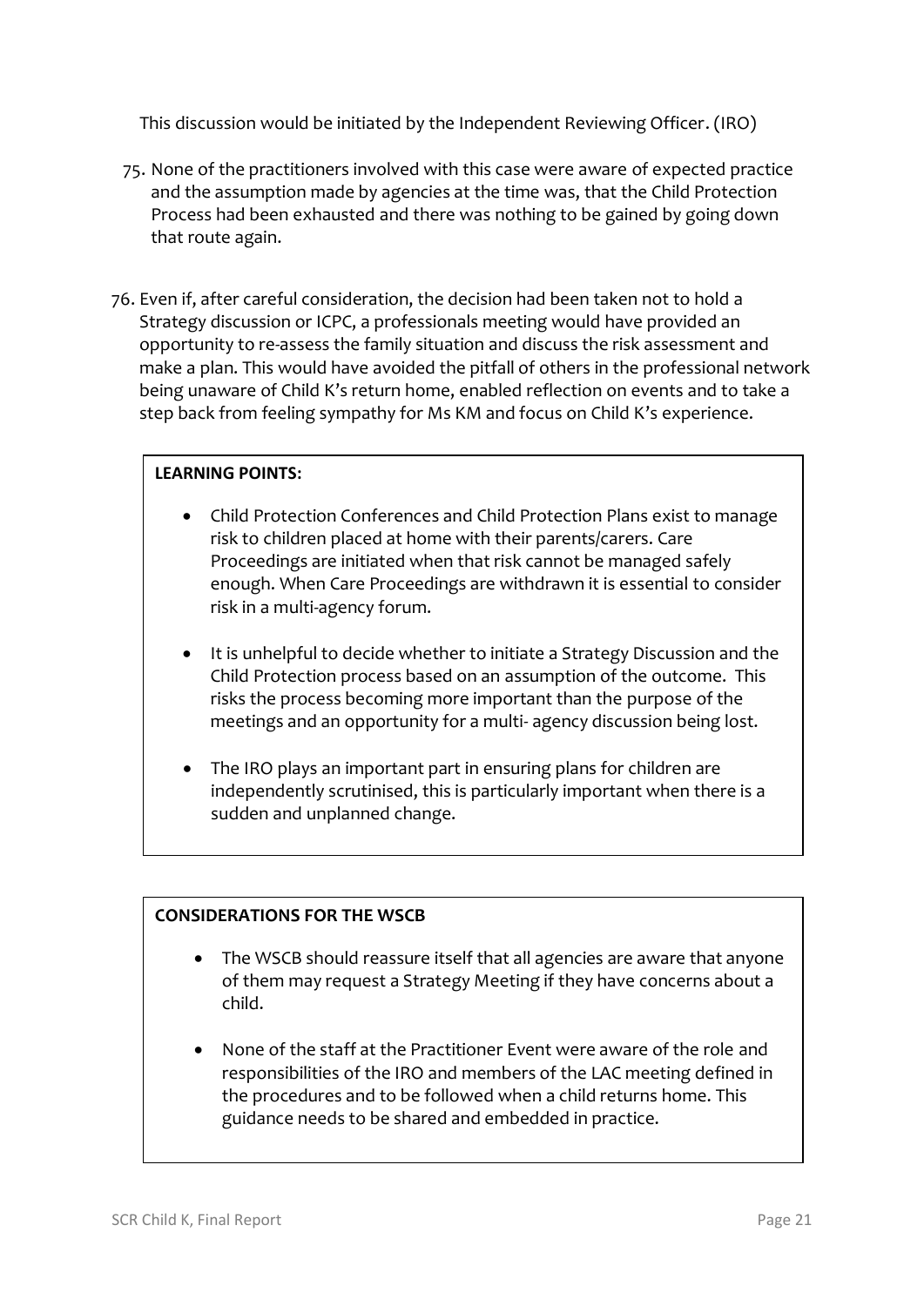This discussion would be initiated by the Independent Reviewing Officer. (IRO)

75. None of the practitioners involved with this case were aware of expected practice and the assumption made by agencies at the time was, that the Child Protection Process had been exhausted and there was nothing to be gained by going down that route again.

76. Even if, after careful consideration, the decision had been taken not to hold a Strategy discussion or ICPC, a professionals meeting would have provided an opportunity to re-assess the family situation and discuss the risk assessment and make a plan. This would have avoided the pitfall of others in the professional network being unaware of Child K's return home, enabled reflection on events and to take a step back from feeling sympathy for Ms KM and focus on Child K's experience.

**LEARNING POINTS:**

- Child Protection Conferences and Child Protection Plans exist to manage risk to children placed at home with their parents/carers. Care Proceedings are initiated when that risk cannot be managed safely enough. When Care Proceedings are withdrawn it is essential to consider risk in a multi-agency forum.
- It is unhelpful to decide whether to initiate a Strategy Discussion and the Child Protection process based on an assumption of the outcome. This risks the process becoming more important than the purpose of the meetings and an opportunity for a multi- agency discussion being lost.
- The IRO plays an important part in ensuring plans for children are independently scrutinised, this is particularly important when there is a sudden and unplanned change.

**CONSIDERATIONS FOR THE WSCB**

- The WSCB should reassure itself that all agencies are aware that anyone of them may request a Strategy Meeting if they have concerns about a child.
- None of the staff at the Practitioner Event were aware of the role and responsibilities of the IRO and members of the LAC meeting defined in the procedures and to be followed when a child returns home. This guidance needs to be shared and embedded in practice.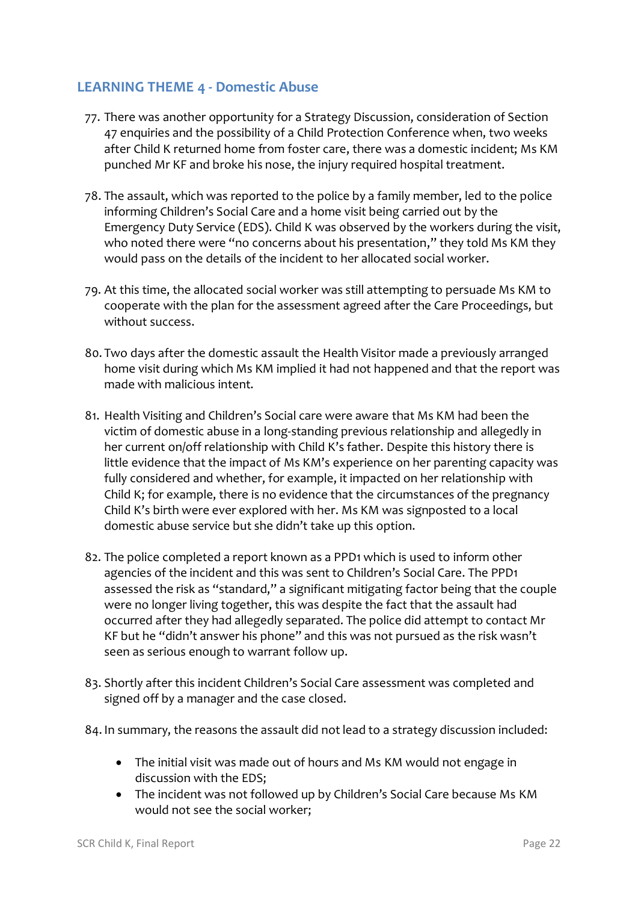## LEARNING THEME 4 - Domestic Abuse

77. There was another opportunity for a Strategy Discussion, consideration of Section 47 enquiries and the possibility of a Child Protection Conference when, two weeks after Child K returned home from foster care, there was a domestic incident; Ms KM punched Mr KF and broke his nose, the injury required hospital treatment.

78. The assault, which was reported to the police by a family member, led to the police informing Children's Social Care and a home visit being carried out by the Emergency Duty Service (EDS). Child K was observed by the workers during the visit, who noted there were "no concerns about his presentation," they told Ms KM they would pass on the details of the incident to her allocated social worker.

79. At this time, the allocated social worker was still attempting to persuade Ms KM to cooperate with the plan for the assessment agreed after the Care Proceedings, but without success.

80. Two days after the domestic assault the Health Visitor made a previously arranged home visit during which Ms KM implied it had not happened and that the report was made with malicious intent.

81. Health Visiting and Children's Social care were aware that Ms KM had been the victim of domestic abuse in a long-standing previous relationship and allegedly in her current on/off relationship with Child K's father. Despite this history there is little evidence that the impact of Ms KM's experience on her parenting capacity was fully considered and whether, for example, it impacted on her relationship with Child K; for example, there is no evidence that the circumstances of the pregnancy Child K's birth were ever explored with her. Ms KM was signposted to a local domestic abuse service but she didn't take up this option.

82. The police completed a report known as a PPD1 which is used to inform other agencies of the incident and this was sent to Children's Social Care. The PPD1 assessed the risk as "standard," a significant mitigating factor being that the couple were no longer living together, this was despite the fact that the assault had occurred after they had allegedly separated. The police did attempt to contact Mr KF but he "didn't answer his phone" and this was not pursued as the risk wasn't seen as serious enough to warrant follow up.

83. Shortly after this incident Children's Social Care assessment was completed and signed off by a manager and the case closed.

84. In summary, the reasons the assault did not lead to a strategy discussion included:

   - The initial visit was made out of hours and Ms KM would not engage in discussion with the EDS;
   - The incident was not followed up by Children's Social Care because Ms KM would not see the social worker;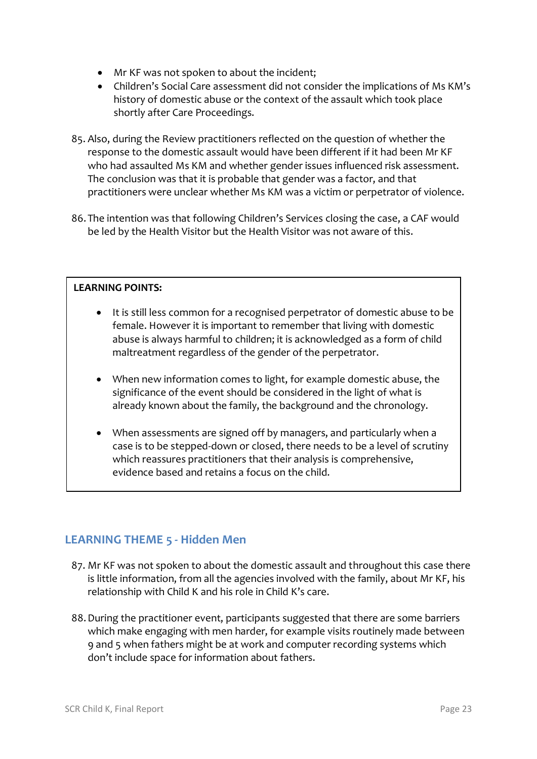- Mr KF was not spoken to about the incident;
- Children's Social Care assessment did not consider the implications of Ms KM's history of domestic abuse or the context of the assault which took place shortly after Care Proceedings.

85. Also, during the Review practitioners reflected on the question of whether the response to the domestic assault would have been different if it had been Mr KF who had assaulted Ms KM and whether gender issues influenced risk assessment. The conclusion was that it is probable that gender was a factor, and that practitioners were unclear whether Ms KM was a victim or perpetrator of violence.

86. The intention was that following Children's Services closing the case, a CAF would be led by the Health Visitor but the Health Visitor was not aware of this.

**LEARNING POINTS:**

- It is still less common for a recognised perpetrator of domestic abuse to be female. However it is important to remember that living with domestic abuse is always harmful to children; it is acknowledged as a form of child maltreatment regardless of the gender of the perpetrator.

- When new information comes to light, for example domestic abuse, the significance of the event should be considered in the light of what is already known about the family, the background and the chronology.

- When assessments are signed off by managers, and particularly when a case is to be stepped-down or closed, there needs to be a level of scrutiny which reassures practitioners that their analysis is comprehensive, evidence based and retains a focus on the child.

## LEARNING THEME 5 - Hidden Men

87. Mr KF was not spoken to about the domestic assault and throughout this case there is little information, from all the agencies involved with the family, about Mr KF, his relationship with Child K and his role in Child K's care.

88. During the practitioner event, participants suggested that there are some barriers which make engaging with men harder, for example visits routinely made between 9 and 5 when fathers might be at work and computer recording systems which don't include space for information about fathers.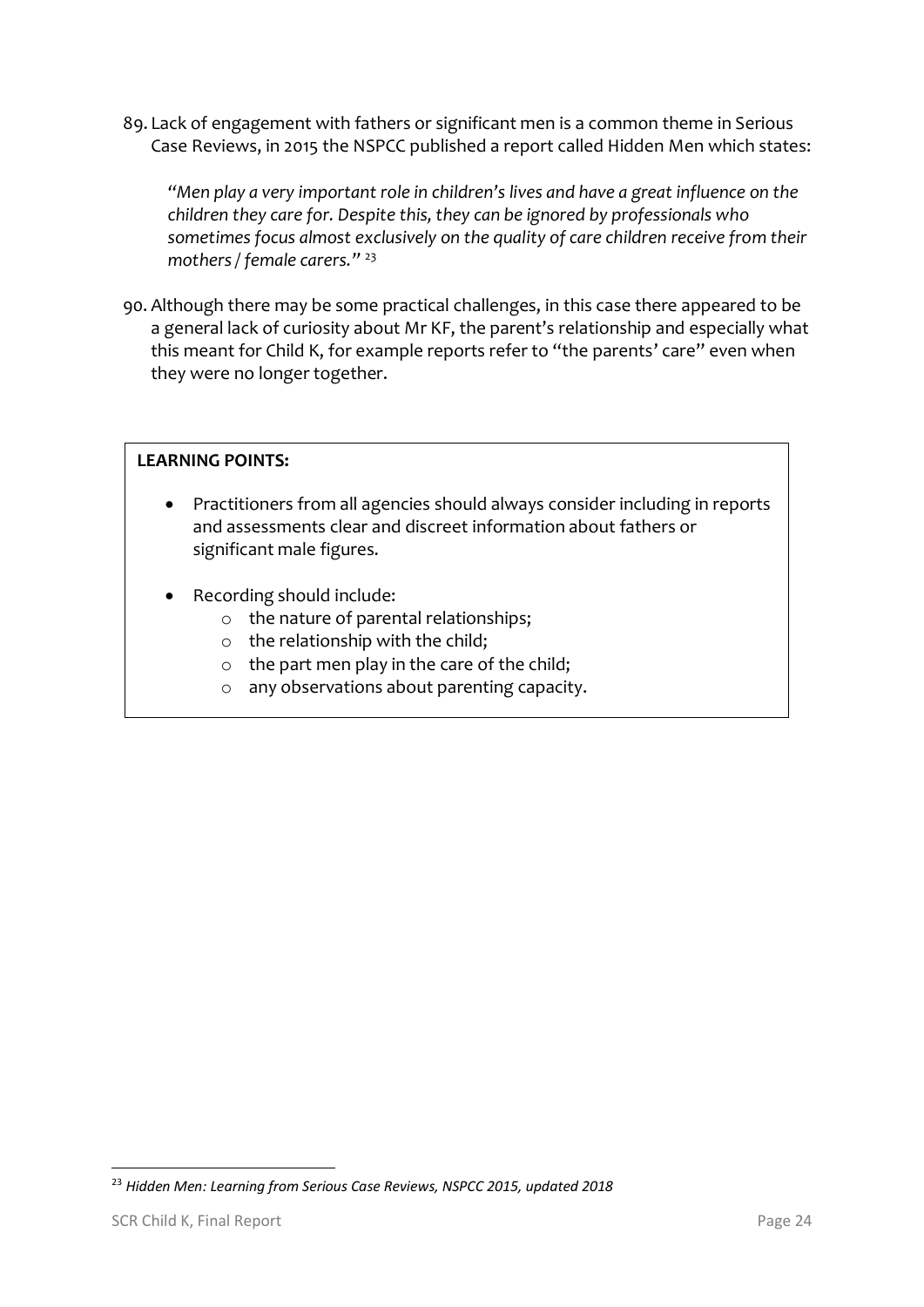89. Lack of engagement with fathers or significant men is a common theme in Serious Case Reviews, in 2015 the NSPCC published a report called Hidden Men which states:

    *"Men play a very important role in children's lives and have a great influence on the children they care for. Despite this, they can be ignored by professionals who sometimes focus almost exclusively on the quality of care children receive from their mothers / female carers."* [23]

90. Although there may be some practical challenges, in this case there appeared to be a general lack of curiosity about Mr KF, the parent's relationship and especially what this meant for Child K, for example reports refer to "the parents' care" even when they were no longer together.

> **LEARNING POINTS:**
>
> - Practitioners from all agencies should always consider including in reports and assessments clear and discreet information about fathers or significant male figures.
>
> - Recording should include:
>     - the nature of parental relationships;
>     - the relationship with the child;
>     - the part men play in the care of the child;
>     - any observations about parenting capacity.

[23] *Hidden Men: Learning from Serious Case Reviews, NSPCC 2015, updated 2018*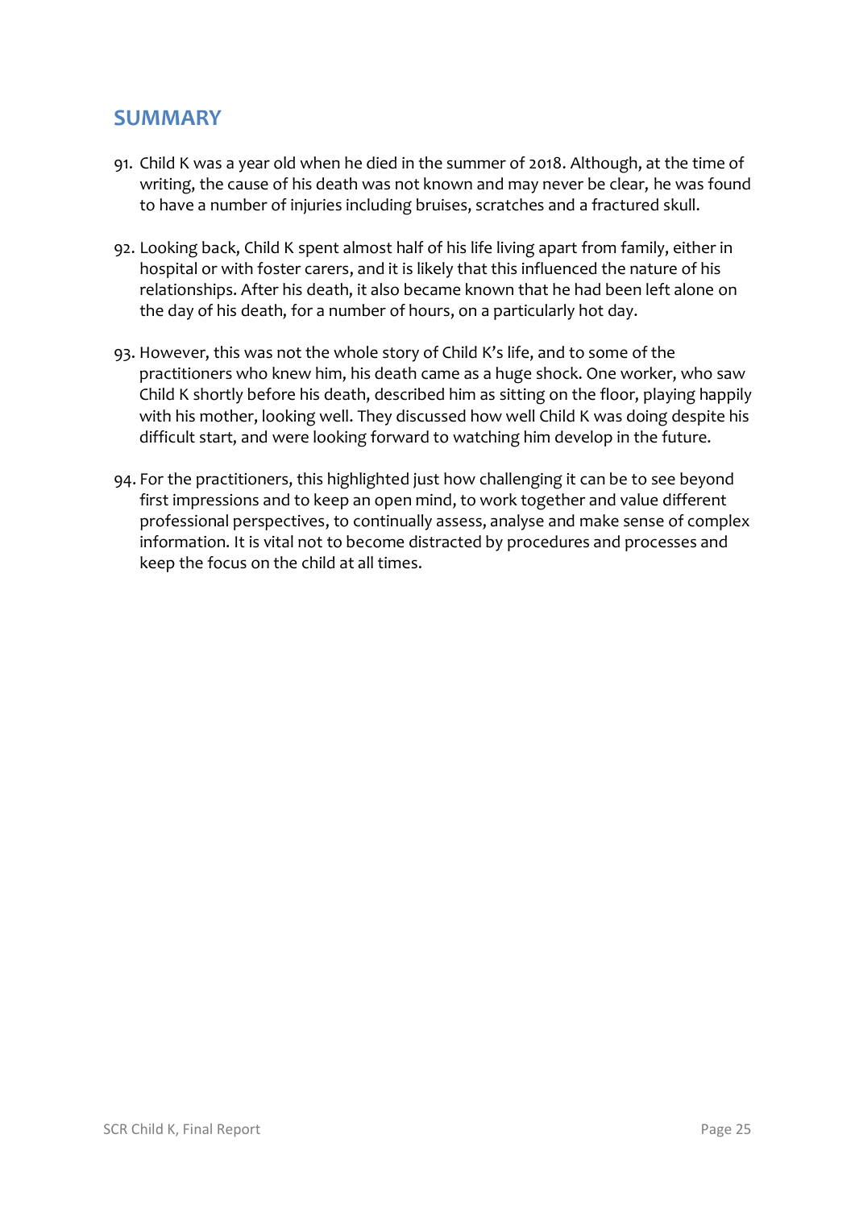## SUMMARY

91. Child K was a year old when he died in the summer of 2018. Although, at the time of writing, the cause of his death was not known and may never be clear, he was found to have a number of injuries including bruises, scratches and a fractured skull.

92. Looking back, Child K spent almost half of his life living apart from family, either in hospital or with foster carers, and it is likely that this influenced the nature of his relationships. After his death, it also became known that he had been left alone on the day of his death, for a number of hours, on a particularly hot day.

93. However, this was not the whole story of Child K's life, and to some of the practitioners who knew him, his death came as a huge shock. One worker, who saw Child K shortly before his death, described him as sitting on the floor, playing happily with his mother, looking well. They discussed how well Child K was doing despite his difficult start, and were looking forward to watching him develop in the future.

94. For the practitioners, this highlighted just how challenging it can be to see beyond first impressions and to keep an open mind, to work together and value different professional perspectives, to continually assess, analyse and make sense of complex information. It is vital not to become distracted by procedures and processes and keep the focus on the child at all times.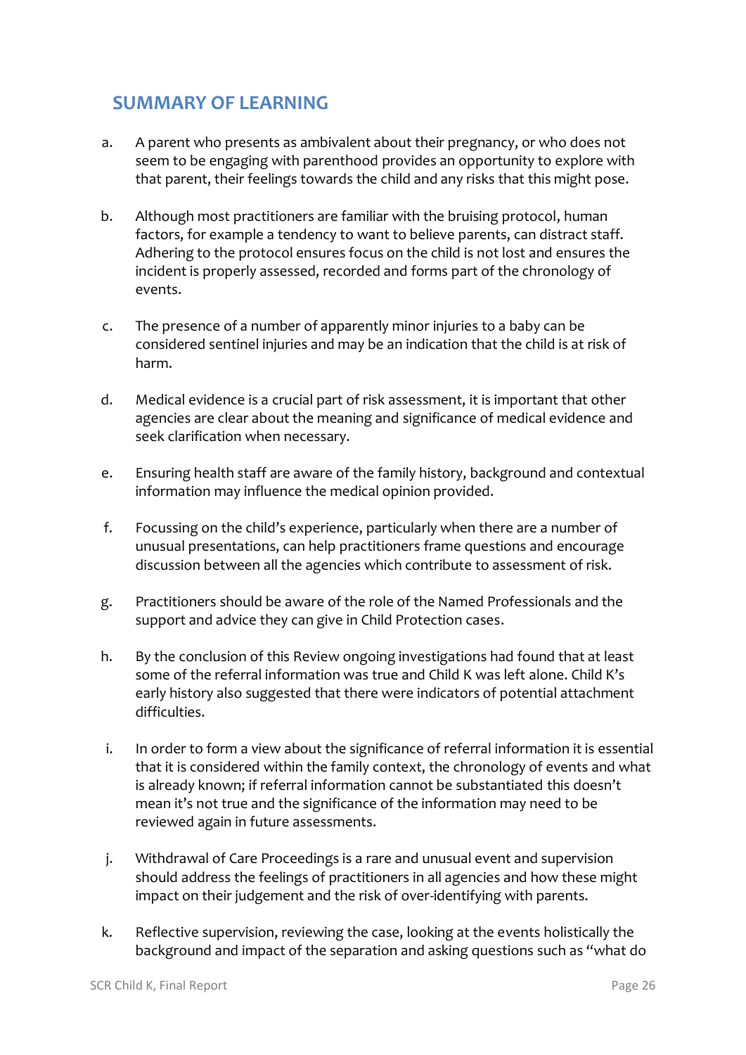## SUMMARY OF LEARNING

a. A parent who presents as ambivalent about their pregnancy, or who does not seem to be engaging with parenthood provides an opportunity to explore with that parent, their feelings towards the child and any risks that this might pose.

b. Although most practitioners are familiar with the bruising protocol, human factors, for example a tendency to want to believe parents, can distract staff. Adhering to the protocol ensures focus on the child is not lost and ensures the incident is properly assessed, recorded and forms part of the chronology of events.

c. The presence of a number of apparently minor injuries to a baby can be considered sentinel injuries and may be an indication that the child is at risk of harm.

d. Medical evidence is a crucial part of risk assessment, it is important that other agencies are clear about the meaning and significance of medical evidence and seek clarification when necessary.

e. Ensuring health staff are aware of the family history, background and contextual information may influence the medical opinion provided.

f. Focussing on the child's experience, particularly when there are a number of unusual presentations, can help practitioners frame questions and encourage discussion between all the agencies which contribute to assessment of risk.

g. Practitioners should be aware of the role of the Named Professionals and the support and advice they can give in Child Protection cases.

h. By the conclusion of this Review ongoing investigations had found that at least some of the referral information was true and Child K was left alone. Child K's early history also suggested that there were indicators of potential attachment difficulties.

i. In order to form a view about the significance of referral information it is essential that it is considered within the family context, the chronology of events and what is already known; if referral information cannot be substantiated this doesn't mean it's not true and the significance of the information may need to be reviewed again in future assessments.

j. Withdrawal of Care Proceedings is a rare and unusual event and supervision should address the feelings of practitioners in all agencies and how these might impact on their judgement and the risk of over-identifying with parents.

k. Reflective supervision, reviewing the case, looking at the events holistically the background and impact of the separation and asking questions such as "what do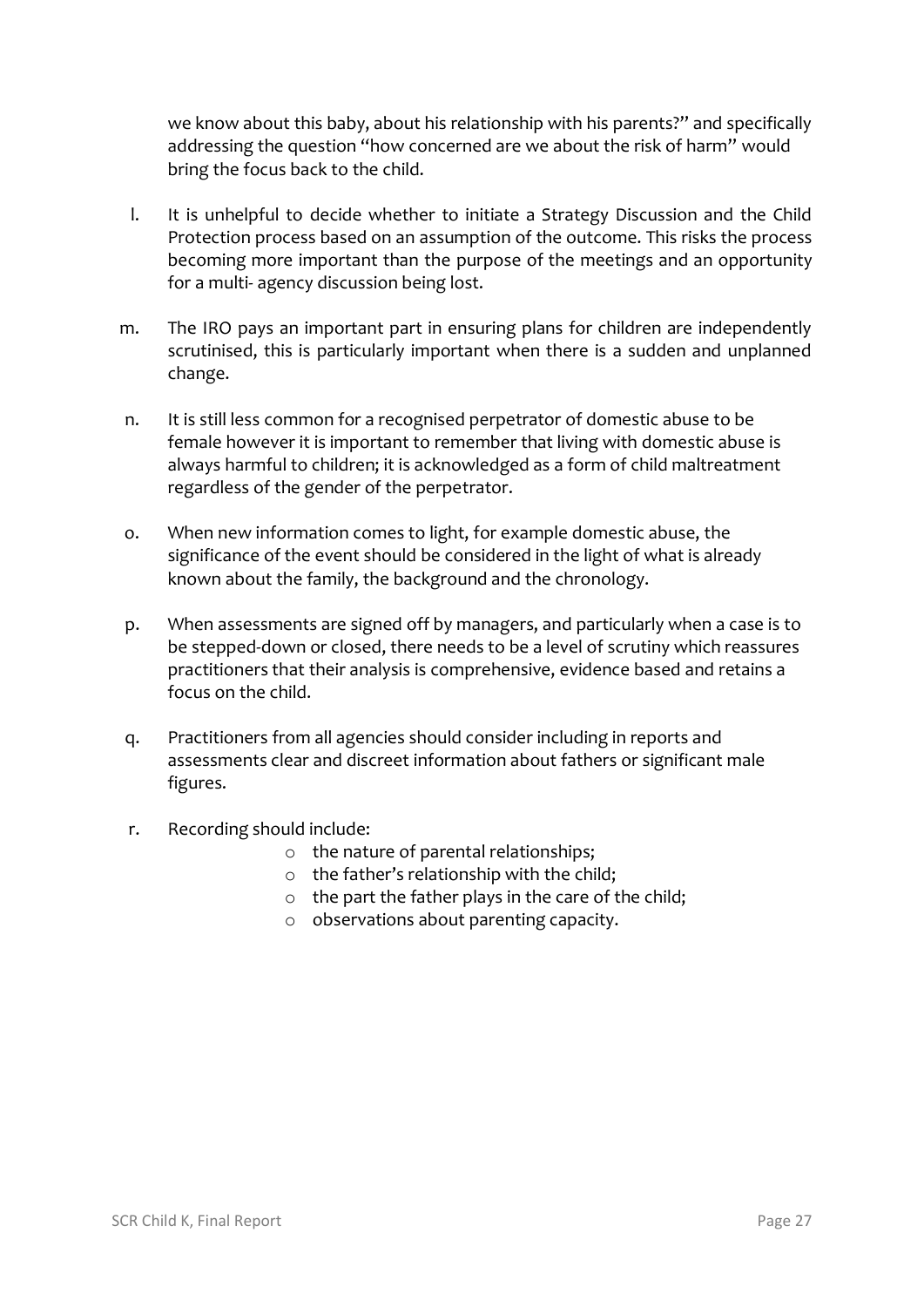we know about this baby, about his relationship with his parents?" and specifically addressing the question "how concerned are we about the risk of harm" would bring the focus back to the child.

l. It is unhelpful to decide whether to initiate a Strategy Discussion and the Child Protection process based on an assumption of the outcome. This risks the process becoming more important than the purpose of the meetings and an opportunity for a multi- agency discussion being lost.

m. The IRO pays an important part in ensuring plans for children are independently scrutinised, this is particularly important when there is a sudden and unplanned change.

n. It is still less common for a recognised perpetrator of domestic abuse to be female however it is important to remember that living with domestic abuse is always harmful to children; it is acknowledged as a form of child maltreatment regardless of the gender of the perpetrator.

o. When new information comes to light, for example domestic abuse, the significance of the event should be considered in the light of what is already known about the family, the background and the chronology.

p. When assessments are signed off by managers, and particularly when a case is to be stepped-down or closed, there needs to be a level of scrutiny which reassures practitioners that their analysis is comprehensive, evidence based and retains a focus on the child.

q. Practitioners from all agencies should consider including in reports and assessments clear and discreet information about fathers or significant male figures.

r. Recording should include:
   - the nature of parental relationships;
   - the father's relationship with the child;
   - the part the father plays in the care of the child;
   - observations about parenting capacity.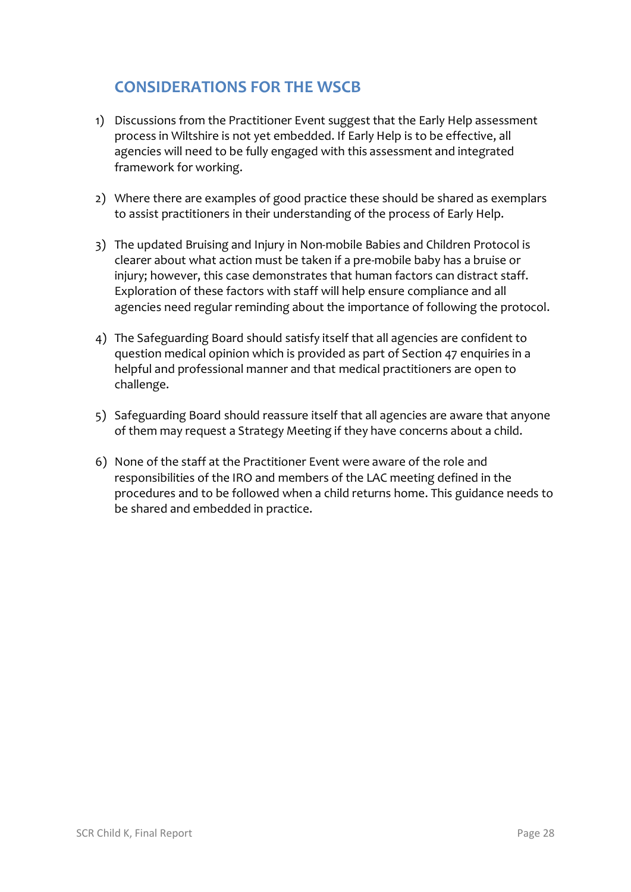## CONSIDERATIONS FOR THE WSCB

1) Discussions from the Practitioner Event suggest that the Early Help assessment process in Wiltshire is not yet embedded. If Early Help is to be effective, all agencies will need to be fully engaged with this assessment and integrated framework for working.

2) Where there are examples of good practice these should be shared as exemplars to assist practitioners in their understanding of the process of Early Help.

3) The updated Bruising and Injury in Non-mobile Babies and Children Protocol is clearer about what action must be taken if a pre-mobile baby has a bruise or injury; however, this case demonstrates that human factors can distract staff. Exploration of these factors with staff will help ensure compliance and all agencies need regular reminding about the importance of following the protocol.

4) The Safeguarding Board should satisfy itself that all agencies are confident to question medical opinion which is provided as part of Section 47 enquiries in a helpful and professional manner and that medical practitioners are open to challenge.

5) Safeguarding Board should reassure itself that all agencies are aware that anyone of them may request a Strategy Meeting if they have concerns about a child.

6) None of the staff at the Practitioner Event were aware of the role and responsibilities of the IRO and members of the LAC meeting defined in the procedures and to be followed when a child returns home. This guidance needs to be shared and embedded in practice.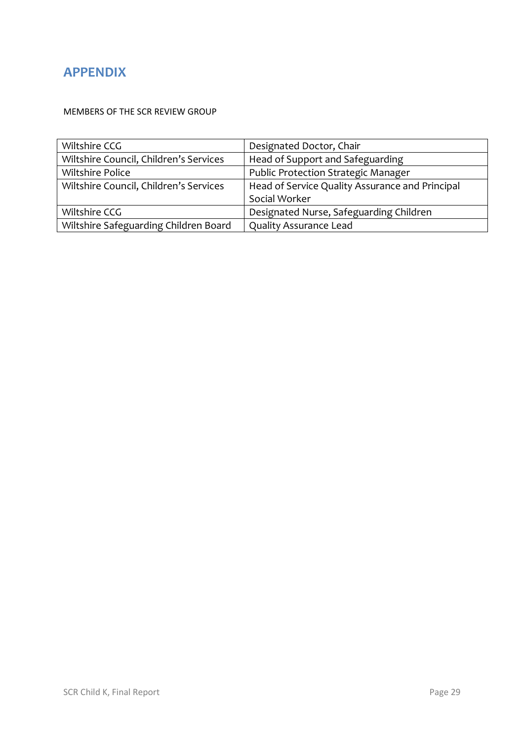# APPENDIX

MEMBERS OF THE SCR REVIEW GROUP

| | |
|---|---|
| Wiltshire CCG | Designated Doctor, Chair |
| Wiltshire Council, Children's Services | Head of Support and Safeguarding |
| Wiltshire Police | Public Protection Strategic Manager |
| Wiltshire Council, Children's Services | Head of Service Quality Assurance and Principal Social Worker |
| Wiltshire CCG | Designated Nurse, Safeguarding Children |
| Wiltshire Safeguarding Children Board | Quality Assurance Lead |